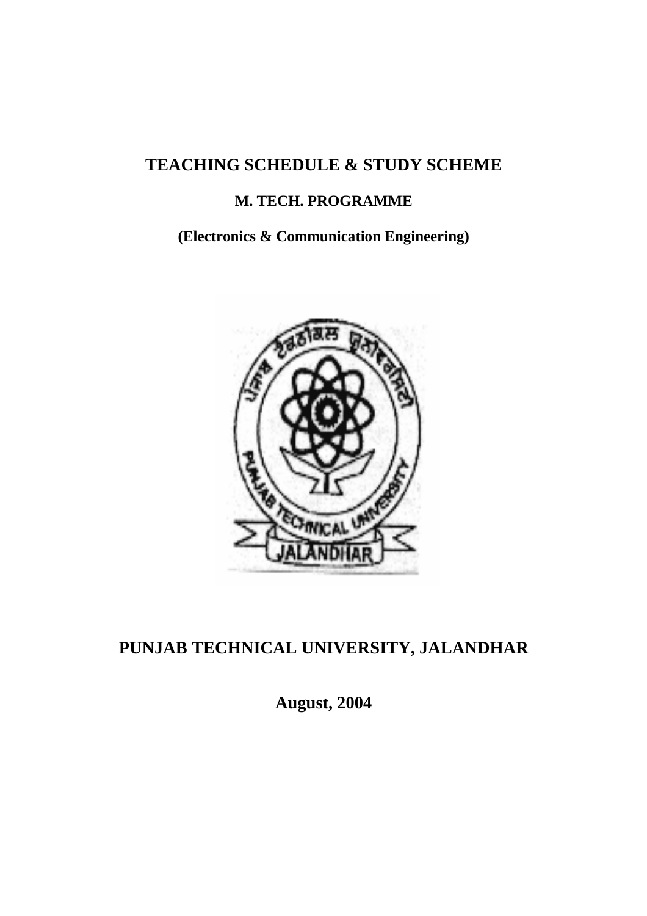# TEACHING SCHEDULE & STUDY SCHEME

## M. TECH. PROGRAMME

### (Electronics & Communication Engineering)

## PUNJAB TECHNICAL UNIVERSITY, JALANDHAR

**August, 2004**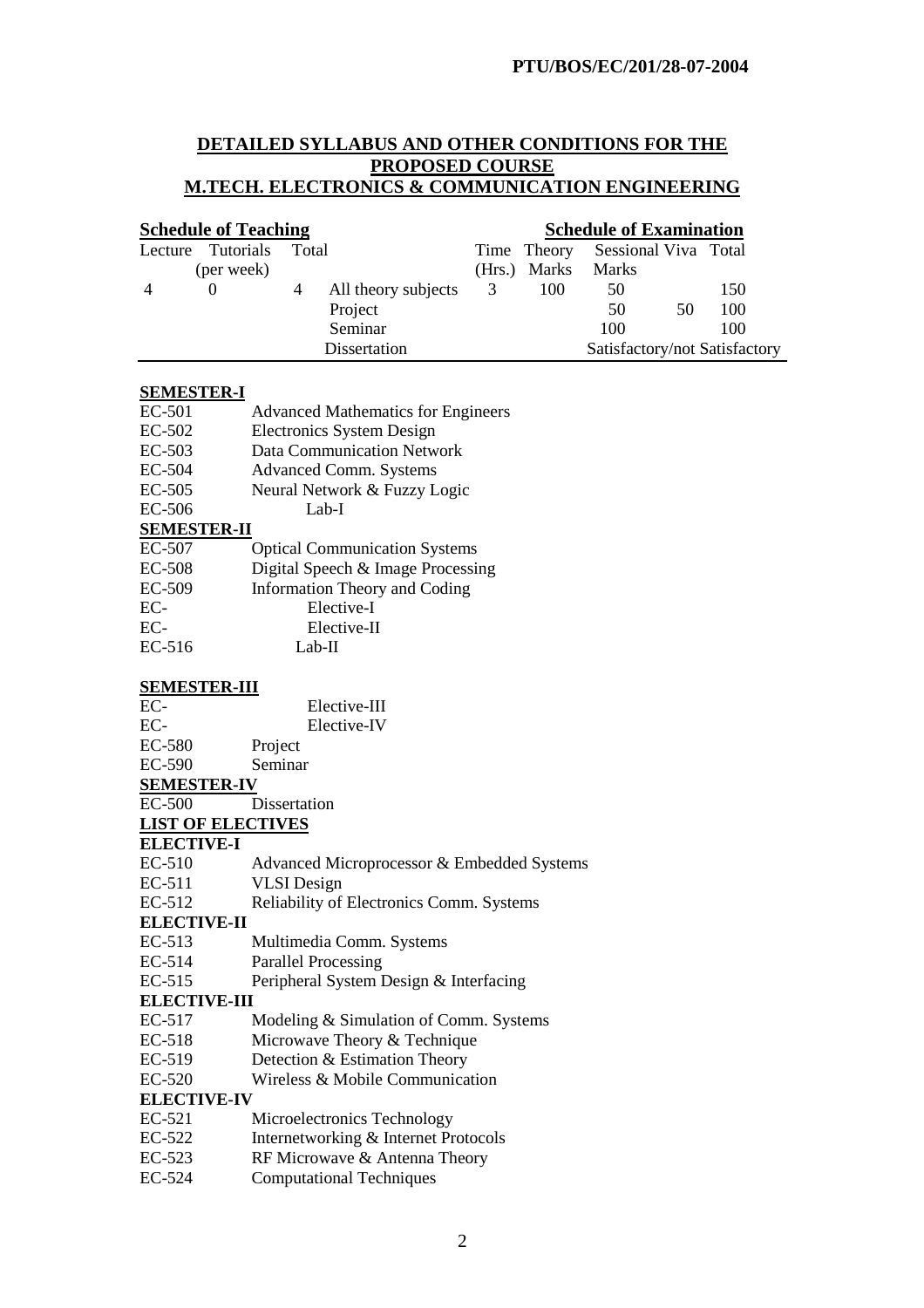PTU/BOS/EC/201/28-07-2004

## DETAILED SYLLABUS AND OTHER CONDITIONS FOR THE PROPOSED COURSE M.TECH. ELECTRONICS & COMMUNICATION ENGINEERING

| Schedule of Teaching | | | | Schedule of Examination | | | | |
|---|---|---|---|---|---|---|---|---|
| Lecture | Tutorials (per week) | Total | | Time (Hrs.) | Theory Marks | Sessional Marks | Viva | Total |
| 4 | 0 | 4 | All theory subjects | 3 | 100 | 50 | | 150 |
| | | | Project | | | 50 | 50 | 100 |
| | | | Seminar | | | 100 | | 100 |
| | | | Dissertation | | | Satisfactory/not Satisfactory | | |

**SEMESTER-I**

EC-501 Advanced Mathematics for Engineers
EC-502 Electronics System Design
EC-503 Data Communication Network
EC-504 Advanced Comm. Systems
EC-505 Neural Network & Fuzzy Logic
EC-506 Lab-I

**SEMESTER-II**

EC-507 Optical Communication Systems
EC-508 Digital Speech & Image Processing
EC-509 Information Theory and Coding
EC- Elective-I
EC- Elective-II
EC-516 Lab-II

**SEMESTER-III**

EC- Elective-III
EC- Elective-IV
EC-580 Project
EC-590 Seminar

**SEMESTER-IV**

EC-500 Dissertation

**LIST OF ELECTIVES**

**ELECTIVE-I**

EC-510 Advanced Microprocessor & Embedded Systems
EC-511 VLSI Design
EC-512 Reliability of Electronics Comm. Systems

**ELECTIVE-II**

EC-513 Multimedia Comm. Systems
EC-514 Parallel Processing
EC-515 Peripheral System Design & Interfacing

**ELECTIVE-III**

EC-517 Modeling & Simulation of Comm. Systems
EC-518 Microwave Theory & Technique
EC-519 Detection & Estimation Theory
EC-520 Wireless & Mobile Communication

**ELECTIVE-IV**

EC-521 Microelectronics Technology
EC-522 Internetworking & Internet Protocols
EC-523 RF Microwave & Antenna Theory
EC-524 Computational Techniques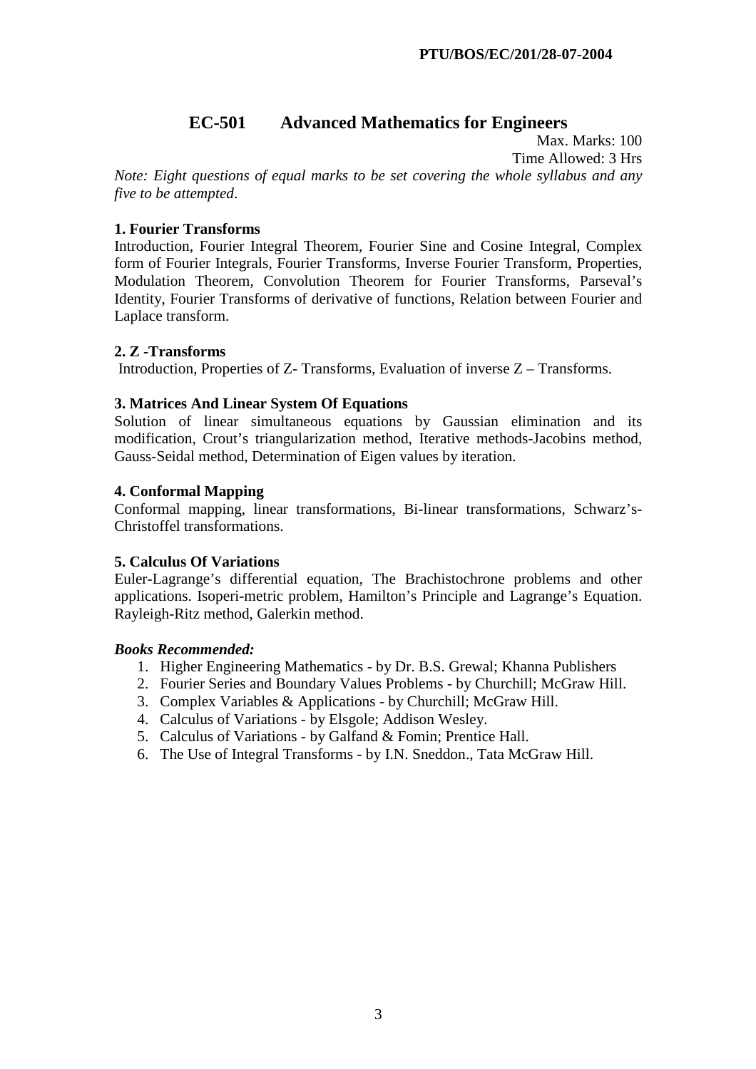PTU/BOS/EC/201/28-07-2004

# EC-501 Advanced Mathematics for Engineers

Max. Marks: 100

Time Allowed: 3 Hrs

*Note: Eight questions of equal marks to be set covering the whole syllabus and any five to be attempted.*

**1. Fourier Transforms**

Introduction, Fourier Integral Theorem, Fourier Sine and Cosine Integral, Complex form of Fourier Integrals, Fourier Transforms, Inverse Fourier Transform, Properties, Modulation Theorem, Convolution Theorem for Fourier Transforms, Parseval's Identity, Fourier Transforms of derivative of functions, Relation between Fourier and Laplace transform.

**2. Z -Transforms**

Introduction, Properties of Z- Transforms, Evaluation of inverse Z – Transforms.

**3. Matrices And Linear System Of Equations**

Solution of linear simultaneous equations by Gaussian elimination and its modification, Crout's triangularization method, Iterative methods-Jacobins method, Gauss-Seidal method, Determination of Eigen values by iteration.

**4. Conformal Mapping**

Conformal mapping, linear transformations, Bi-linear transformations, Schwarz's-Christoffel transformations.

**5. Calculus Of Variations**

Euler-Lagrange's differential equation, The Brachistochrone problems and other applications. Isoperi-metric problem, Hamilton's Principle and Lagrange's Equation. Rayleigh-Ritz method, Galerkin method.

***Books Recommended:***

1. Higher Engineering Mathematics - by Dr. B.S. Grewal; Khanna Publishers
2. Fourier Series and Boundary Values Problems - by Churchill; McGraw Hill.
3. Complex Variables & Applications - by Churchill; McGraw Hill.
4. Calculus of Variations - by Elsgole; Addison Wesley.
5. Calculus of Variations - by Galfand & Fomin; Prentice Hall.
6. The Use of Integral Transforms - by I.N. Sneddon., Tata McGraw Hill.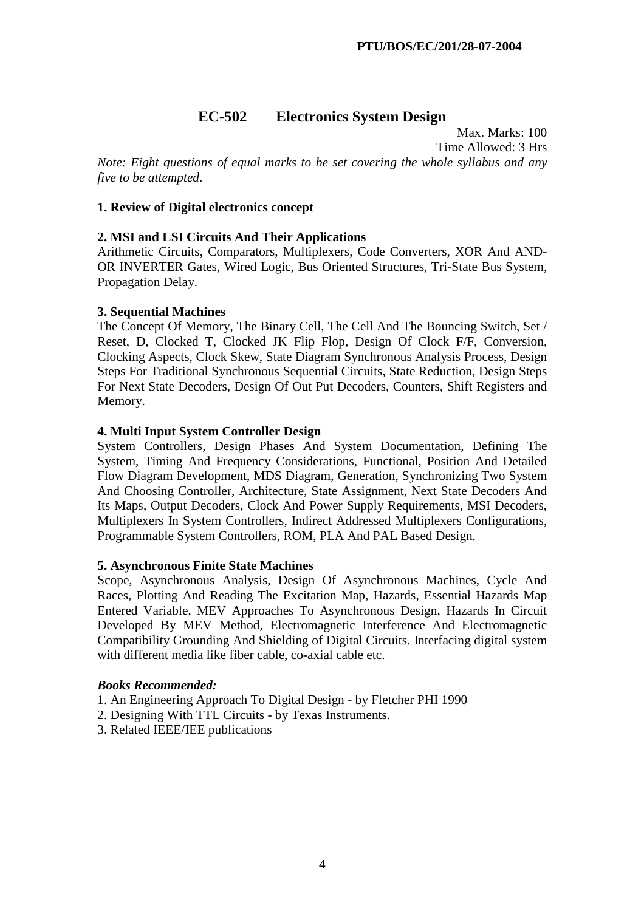PTU/BOS/EC/201/28-07-2004

# EC-502 Electronics System Design

Max. Marks: 100
Time Allowed: 3 Hrs

*Note: Eight questions of equal marks to be set covering the whole syllabus and any five to be attempted*.

**1. Review of Digital electronics concept**

**2. MSI and LSI Circuits And Their Applications**

Arithmetic Circuits, Comparators, Multiplexers, Code Converters, XOR And AND-OR INVERTER Gates, Wired Logic, Bus Oriented Structures, Tri-State Bus System, Propagation Delay.

**3. Sequential Machines**

The Concept Of Memory, The Binary Cell, The Cell And The Bouncing Switch, Set / Reset, D, Clocked T, Clocked JK Flip Flop, Design Of Clock F/F, Conversion, Clocking Aspects, Clock Skew, State Diagram Synchronous Analysis Process, Design Steps For Traditional Synchronous Sequential Circuits, State Reduction, Design Steps For Next State Decoders, Design Of Out Put Decoders, Counters, Shift Registers and Memory.

**4. Multi Input System Controller Design**

System Controllers, Design Phases And System Documentation, Defining The System, Timing And Frequency Considerations, Functional, Position And Detailed Flow Diagram Development, MDS Diagram, Generation, Synchronizing Two System And Choosing Controller, Architecture, State Assignment, Next State Decoders And Its Maps, Output Decoders, Clock And Power Supply Requirements, MSI Decoders, Multiplexers In System Controllers, Indirect Addressed Multiplexers Configurations, Programmable System Controllers, ROM, PLA And PAL Based Design.

**5. Asynchronous Finite State Machines**

Scope, Asynchronous Analysis, Design Of Asynchronous Machines, Cycle And Races, Plotting And Reading The Excitation Map, Hazards, Essential Hazards Map Entered Variable, MEV Approaches To Asynchronous Design, Hazards In Circuit Developed By MEV Method, Electromagnetic Interference And Electromagnetic Compatibility Grounding And Shielding of Digital Circuits. Interfacing digital system with different media like fiber cable, co-axial cable etc.

***Books Recommended:***

1. An Engineering Approach To Digital Design - by Fletcher PHI 1990
2. Designing With TTL Circuits - by Texas Instruments.
3. Related IEEE/IEE publications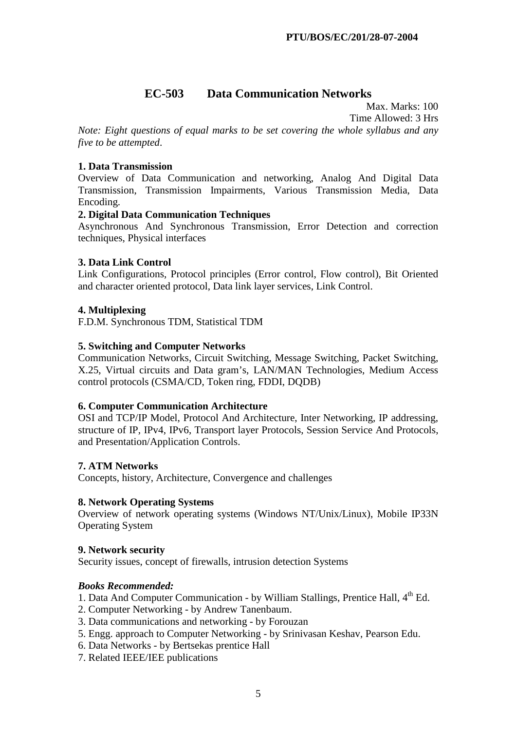PTU/BOS/EC/201/28-07-2004

# EC-503 Data Communication Networks

Max. Marks: 100

Time Allowed: 3 Hrs

*Note: Eight questions of equal marks to be set covering the whole syllabus and any five to be attempted.*

**1. Data Transmission**

Overview of Data Communication and networking, Analog And Digital Data Transmission, Transmission Impairments, Various Transmission Media, Data Encoding.

**2. Digital Data Communication Techniques**

Asynchronous And Synchronous Transmission, Error Detection and correction techniques, Physical interfaces

**3. Data Link Control**

Link Configurations, Protocol principles (Error control, Flow control), Bit Oriented and character oriented protocol, Data link layer services, Link Control.

**4. Multiplexing**

F.D.M. Synchronous TDM, Statistical TDM

**5. Switching and Computer Networks**

Communication Networks, Circuit Switching, Message Switching, Packet Switching, X.25, Virtual circuits and Data gram's, LAN/MAN Technologies, Medium Access control protocols (CSMA/CD, Token ring, FDDI, DQDB)

**6. Computer Communication Architecture**

OSI and TCP/IP Model, Protocol And Architecture, Inter Networking, IP addressing, structure of IP, IPv4, IPv6, Transport layer Protocols, Session Service And Protocols, and Presentation/Application Controls.

**7. ATM Networks**

Concepts, history, Architecture, Convergence and challenges

**8. Network Operating Systems**

Overview of network operating systems (Windows NT/Unix/Linux), Mobile IP33N Operating System

**9. Network security**

Security issues, concept of firewalls, intrusion detection Systems

***Books Recommended:***

1. Data And Computer Communication - by William Stallings, Prentice Hall, 4th Ed.
2. Computer Networking - by Andrew Tanenbaum.
3. Data communications and networking - by Forouzan
5. Engg. approach to Computer Networking - by Srinivasan Keshav, Pearson Edu.
6. Data Networks - by Bertsekas prentice Hall
7. Related IEEE/IEE publications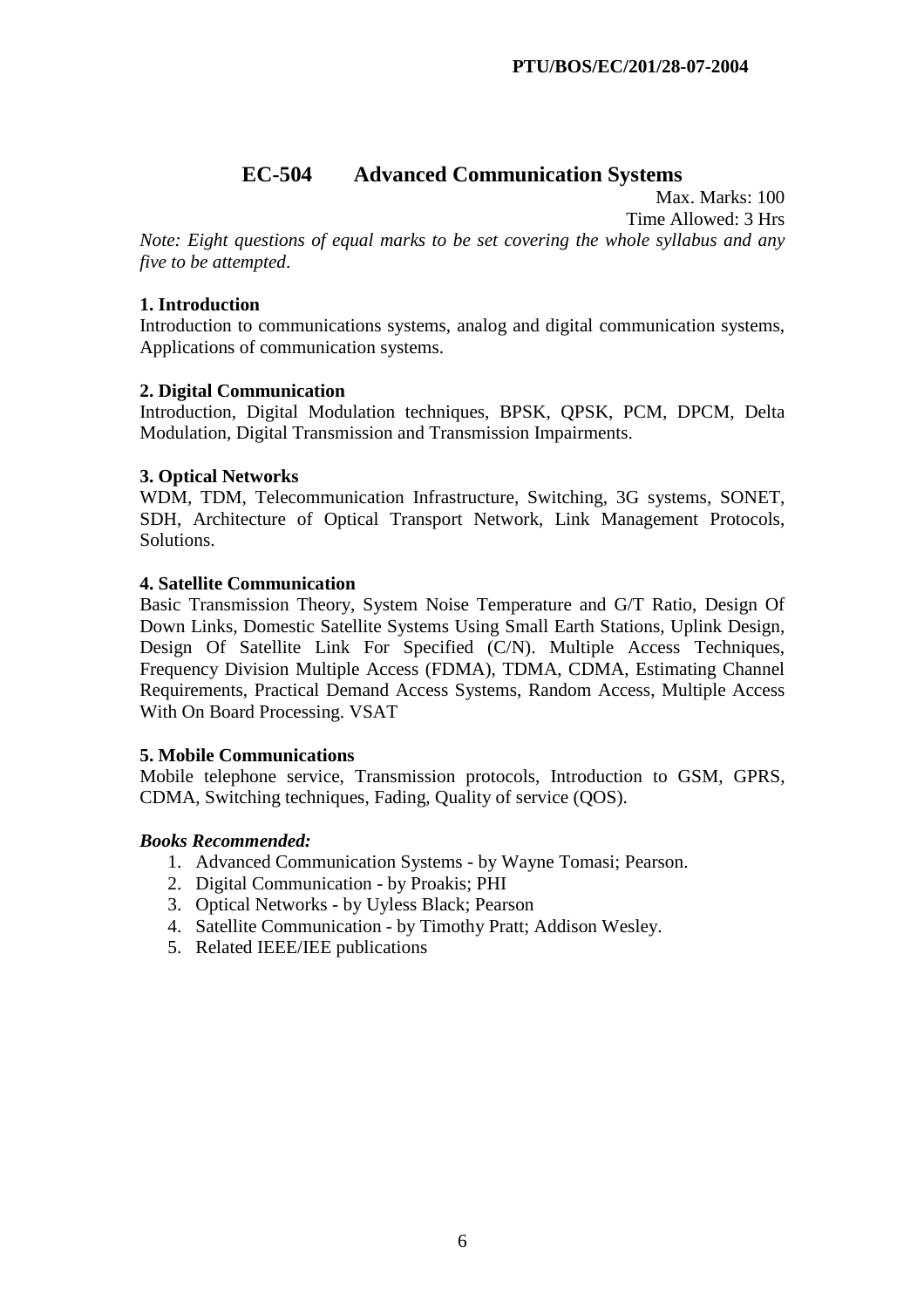**PTU/BOS/EC/201/28-07-2004**

# EC-504 Advanced Communication Systems

Max. Marks: 100

Time Allowed: 3 Hrs

*Note: Eight questions of equal marks to be set covering the whole syllabus and any five to be attempted.*

**1. Introduction**

Introduction to communications systems, analog and digital communication systems, Applications of communication systems.

**2. Digital Communication**

Introduction, Digital Modulation techniques, BPSK, QPSK, PCM, DPCM, Delta Modulation, Digital Transmission and Transmission Impairments.

**3. Optical Networks**

WDM, TDM, Telecommunication Infrastructure, Switching, 3G systems, SONET, SDH, Architecture of Optical Transport Network, Link Management Protocols, Solutions.

**4. Satellite Communication**

Basic Transmission Theory, System Noise Temperature and G/T Ratio, Design Of Down Links, Domestic Satellite Systems Using Small Earth Stations, Uplink Design, Design Of Satellite Link For Specified (C/N). Multiple Access Techniques, Frequency Division Multiple Access (FDMA), TDMA, CDMA, Estimating Channel Requirements, Practical Demand Access Systems, Random Access, Multiple Access With On Board Processing. VSAT

**5. Mobile Communications**

Mobile telephone service, Transmission protocols, Introduction to GSM, GPRS, CDMA, Switching techniques, Fading, Quality of service (QOS).

***Books Recommended:***

1. Advanced Communication Systems - by Wayne Tomasi; Pearson.
2. Digital Communication - by Proakis; PHI
3. Optical Networks - by Uyless Black; Pearson
4. Satellite Communication - by Timothy Pratt; Addison Wesley.
5. Related IEEE/IEE publications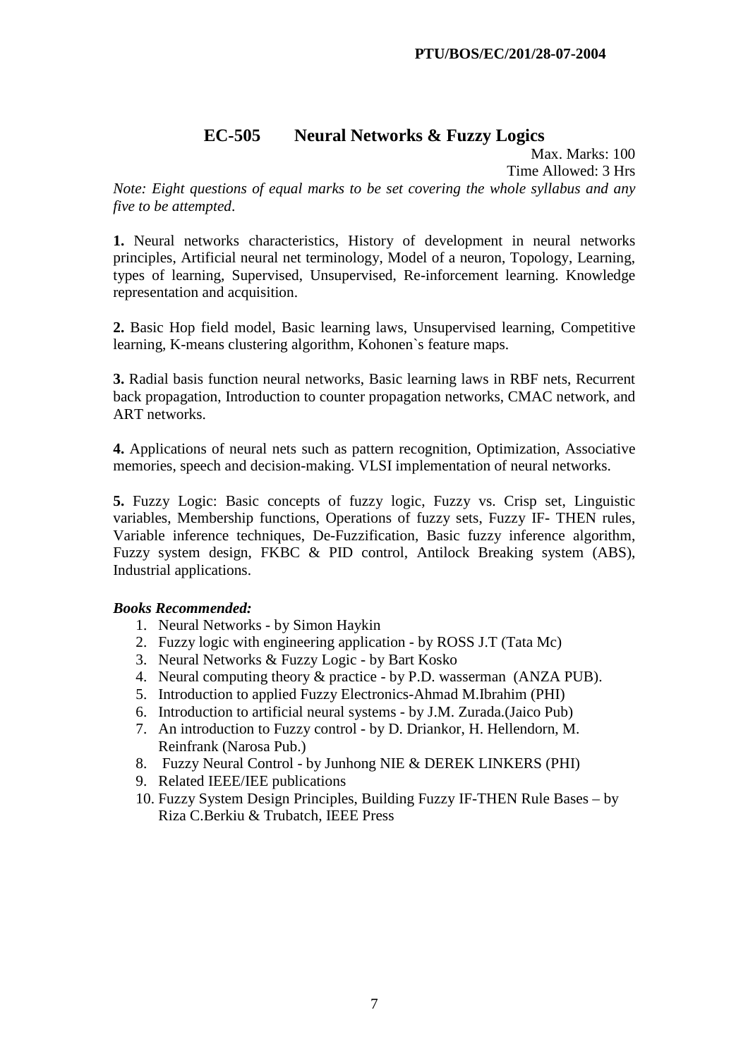# EC-505 Neural Networks & Fuzzy Logics

Max. Marks: 100
Time Allowed: 3 Hrs

*Note: Eight questions of equal marks to be set covering the whole syllabus and any five to be attempted.*

**1.** Neural networks characteristics, History of development in neural networks principles, Artificial neural net terminology, Model of a neuron, Topology, Learning, types of learning, Supervised, Unsupervised, Re-inforcement learning. Knowledge representation and acquisition.

**2.** Basic Hop field model, Basic learning laws, Unsupervised learning, Competitive learning, K-means clustering algorithm, Kohonen`s feature maps.

**3.** Radial basis function neural networks, Basic learning laws in RBF nets, Recurrent back propagation, Introduction to counter propagation networks, CMAC network, and ART networks.

**4.** Applications of neural nets such as pattern recognition, Optimization, Associative memories, speech and decision-making. VLSI implementation of neural networks.

**5.** Fuzzy Logic: Basic concepts of fuzzy logic, Fuzzy vs. Crisp set, Linguistic variables, Membership functions, Operations of fuzzy sets, Fuzzy IF- THEN rules, Variable inference techniques, De-Fuzzification, Basic fuzzy inference algorithm, Fuzzy system design, FKBC & PID control, Antilock Breaking system (ABS), Industrial applications.

***Books Recommended:***

1. Neural Networks - by Simon Haykin
2. Fuzzy logic with engineering application - by ROSS J.T (Tata Mc)
3. Neural Networks & Fuzzy Logic - by Bart Kosko
4. Neural computing theory & practice - by P.D. wasserman (ANZA PUB).
5. Introduction to applied Fuzzy Electronics-Ahmad M.Ibrahim (PHI)
6. Introduction to artificial neural systems - by J.M. Zurada.(Jaico Pub)
7. An introduction to Fuzzy control - by D. Driankor, H. Hellendorn, M. Reinfrank (Narosa Pub.)
8. Fuzzy Neural Control - by Junhong NIE & DEREK LINKERS (PHI)
9. Related IEEE/IEE publications
10. Fuzzy System Design Principles, Building Fuzzy IF-THEN Rule Bases – by Riza C.Berkiu & Trubatch, IEEE Press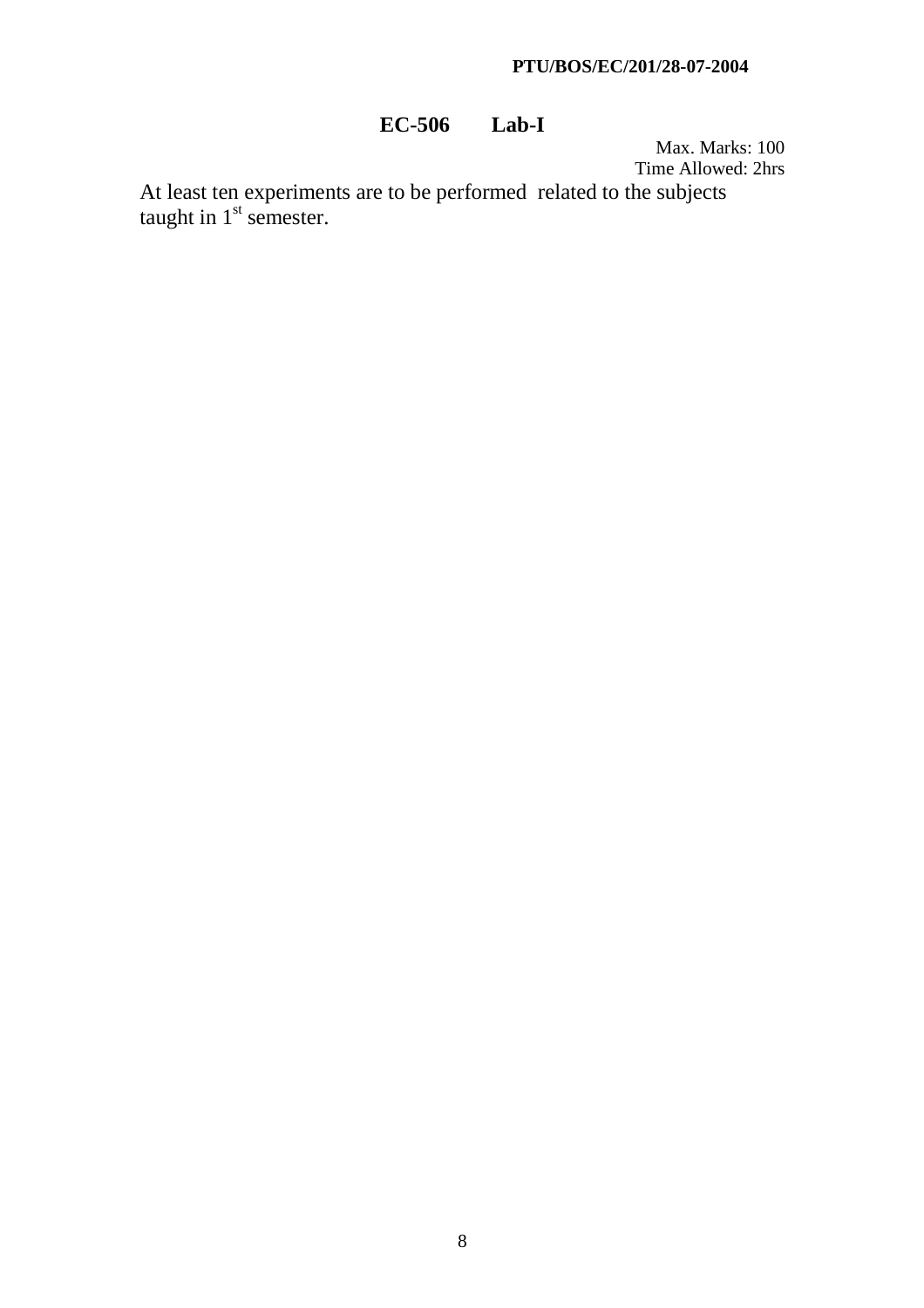## EC-506 Lab-I

Max. Marks: 100
Time Allowed: 2hrs

At least ten experiments are to be performed related to the subjects taught in 1st semester.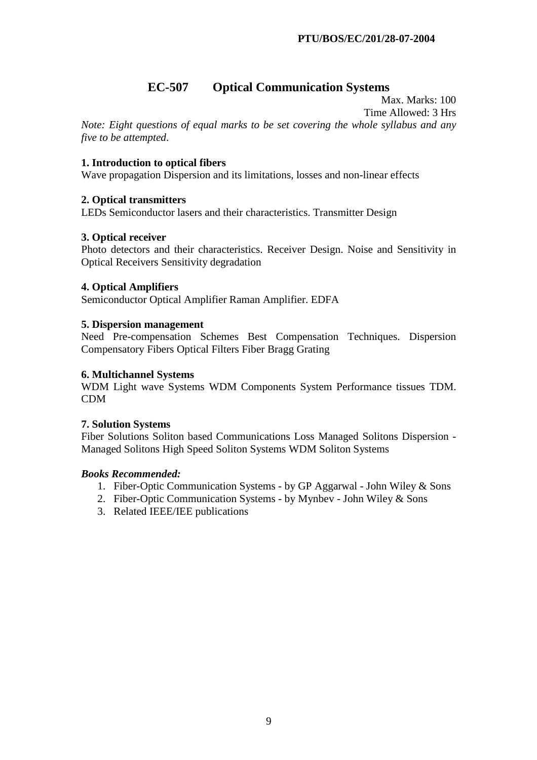**PTU/BOS/EC/201/28-07-2004**

# EC-507 Optical Communication Systems

Max. Marks: 100
Time Allowed: 3 Hrs

*Note: Eight questions of equal marks to be set covering the whole syllabus and any five to be attempted.*

**1. Introduction to optical fibers**

Wave propagation Dispersion and its limitations, losses and non-linear effects

**2. Optical transmitters**

LEDs Semiconductor lasers and their characteristics. Transmitter Design

**3. Optical receiver**

Photo detectors and their characteristics. Receiver Design. Noise and Sensitivity in Optical Receivers Sensitivity degradation

**4. Optical Amplifiers**

Semiconductor Optical Amplifier Raman Amplifier. EDFA

**5. Dispersion management**

Need Pre-compensation Schemes Best Compensation Techniques. Dispersion Compensatory Fibers Optical Filters Fiber Bragg Grating

**6. Multichannel Systems**

WDM Light wave Systems WDM Components System Performance tissues TDM. CDM

**7. Solution Systems**

Fiber Solutions Soliton based Communications Loss Managed Solitons Dispersion - Managed Solitons High Speed Soliton Systems WDM Soliton Systems

***Books Recommended:***

1. Fiber-Optic Communication Systems - by GP Aggarwal - John Wiley & Sons
2. Fiber-Optic Communication Systems - by Mynbev - John Wiley & Sons
3. Related IEEE/IEE publications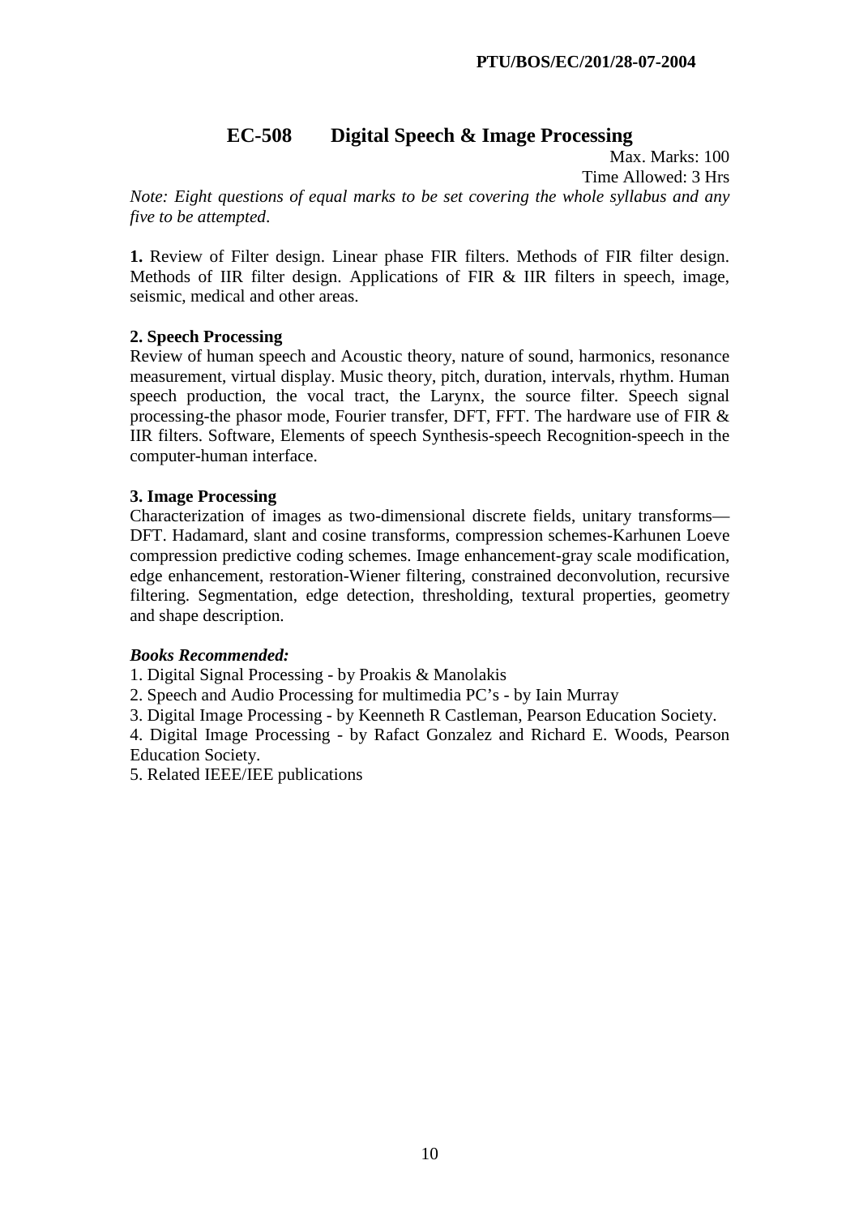# EC-508 Digital Speech & Image Processing

Max. Marks: 100
Time Allowed: 3 Hrs

*Note: Eight questions of equal marks to be set covering the whole syllabus and any five to be attempted.*

**1.** Review of Filter design. Linear phase FIR filters. Methods of FIR filter design. Methods of IIR filter design. Applications of FIR & IIR filters in speech, image, seismic, medical and other areas.

**2. Speech Processing**
Review of human speech and Acoustic theory, nature of sound, harmonics, resonance measurement, virtual display. Music theory, pitch, duration, intervals, rhythm. Human speech production, the vocal tract, the Larynx, the source filter. Speech signal processing-the phasor mode, Fourier transfer, DFT, FFT. The hardware use of FIR & IIR filters. Software, Elements of speech Synthesis-speech Recognition-speech in the computer-human interface.

**3. Image Processing**
Characterization of images as two-dimensional discrete fields, unitary transforms—DFT. Hadamard, slant and cosine transforms, compression schemes-Karhunen Loeve compression predictive coding schemes. Image enhancement-gray scale modification, edge enhancement, restoration-Wiener filtering, constrained deconvolution, recursive filtering. Segmentation, edge detection, thresholding, textural properties, geometry and shape description.

***Books Recommended:***

1. Digital Signal Processing - by Proakis & Manolakis
2. Speech and Audio Processing for multimedia PC's - by Iain Murray
3. Digital Image Processing - by Keenneth R Castleman, Pearson Education Society.
4. Digital Image Processing - by Rafact Gonzalez and Richard E. Woods, Pearson Education Society.
5. Related IEEE/IEE publications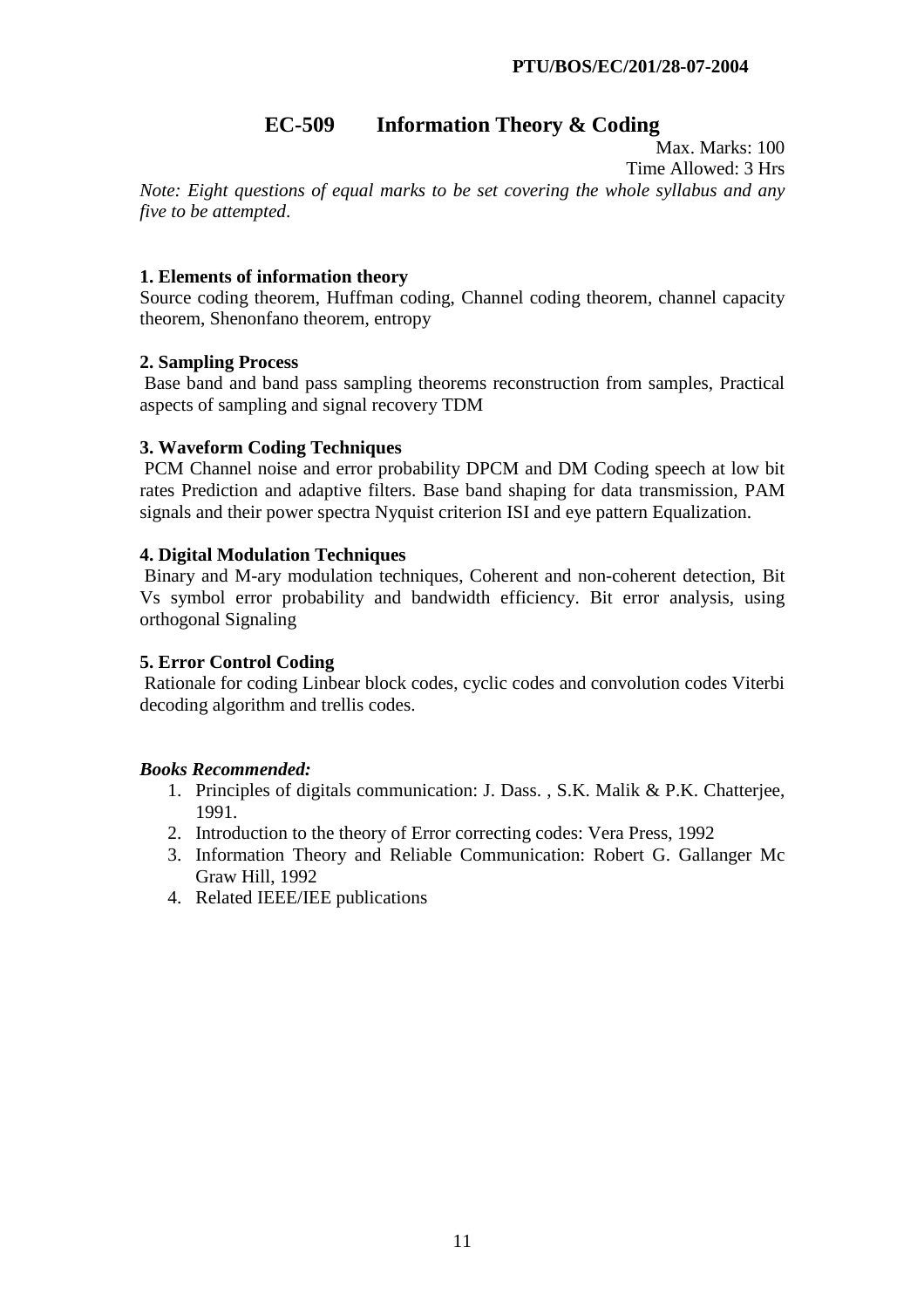**PTU/BOS/EC/201/28-07-2004**

# EC-509 Information Theory & Coding

Max. Marks: 100
Time Allowed: 3 Hrs

*Note: Eight questions of equal marks to be set covering the whole syllabus and any five to be attempted.*

**1. Elements of information theory**

Source coding theorem, Huffman coding, Channel coding theorem, channel capacity theorem, Shenonfano theorem, entropy

**2. Sampling Process**

Base band and band pass sampling theorems reconstruction from samples, Practical aspects of sampling and signal recovery TDM

**3. Waveform Coding Techniques**

PCM Channel noise and error probability DPCM and DM Coding speech at low bit rates Prediction and adaptive filters. Base band shaping for data transmission, PAM signals and their power spectra Nyquist criterion ISI and eye pattern Equalization.

**4. Digital Modulation Techniques**

Binary and M-ary modulation techniques, Coherent and non-coherent detection, Bit Vs symbol error probability and bandwidth efficiency. Bit error analysis, using orthogonal Signaling

**5. Error Control Coding**

Rationale for coding Linbear block codes, cyclic codes and convolution codes Viterbi decoding algorithm and trellis codes.

***Books Recommended:***

1. Principles of digitals communication: J. Dass. , S.K. Malik & P.K. Chatterjee, 1991.
2. Introduction to the theory of Error correcting codes: Vera Press, 1992
3. Information Theory and Reliable Communication: Robert G. Gallanger Mc Graw Hill, 1992
4. Related IEEE/IEE publications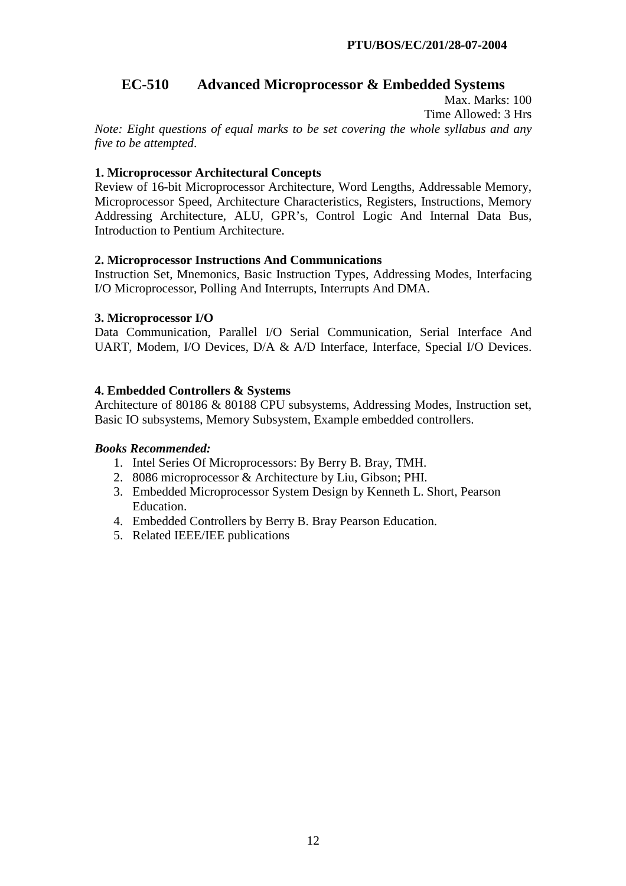**PTU/BOS/EC/201/28-07-2004**

## EC-510 Advanced Microprocessor & Embedded Systems

Max. Marks: 100
Time Allowed: 3 Hrs

*Note: Eight questions of equal marks to be set covering the whole syllabus and any five to be attempted.*

**1. Microprocessor Architectural Concepts**

Review of 16-bit Microprocessor Architecture, Word Lengths, Addressable Memory, Microprocessor Speed, Architecture Characteristics, Registers, Instructions, Memory Addressing Architecture, ALU, GPR's, Control Logic And Internal Data Bus, Introduction to Pentium Architecture.

**2. Microprocessor Instructions And Communications**

Instruction Set, Mnemonics, Basic Instruction Types, Addressing Modes, Interfacing I/O Microprocessor, Polling And Interrupts, Interrupts And DMA.

**3. Microprocessor I/O**

Data Communication, Parallel I/O Serial Communication, Serial Interface And UART, Modem, I/O Devices, D/A & A/D Interface, Interface, Special I/O Devices.

**4. Embedded Controllers & Systems**

Architecture of 80186 & 80188 CPU subsystems, Addressing Modes, Instruction set, Basic IO subsystems, Memory Subsystem, Example embedded controllers.

***Books Recommended:***

1. Intel Series Of Microprocessors: By Berry B. Bray, TMH.
2. 8086 microprocessor & Architecture by Liu, Gibson; PHI.
3. Embedded Microprocessor System Design by Kenneth L. Short, Pearson Education.
4. Embedded Controllers by Berry B. Bray Pearson Education.
5. Related IEEE/IEE publications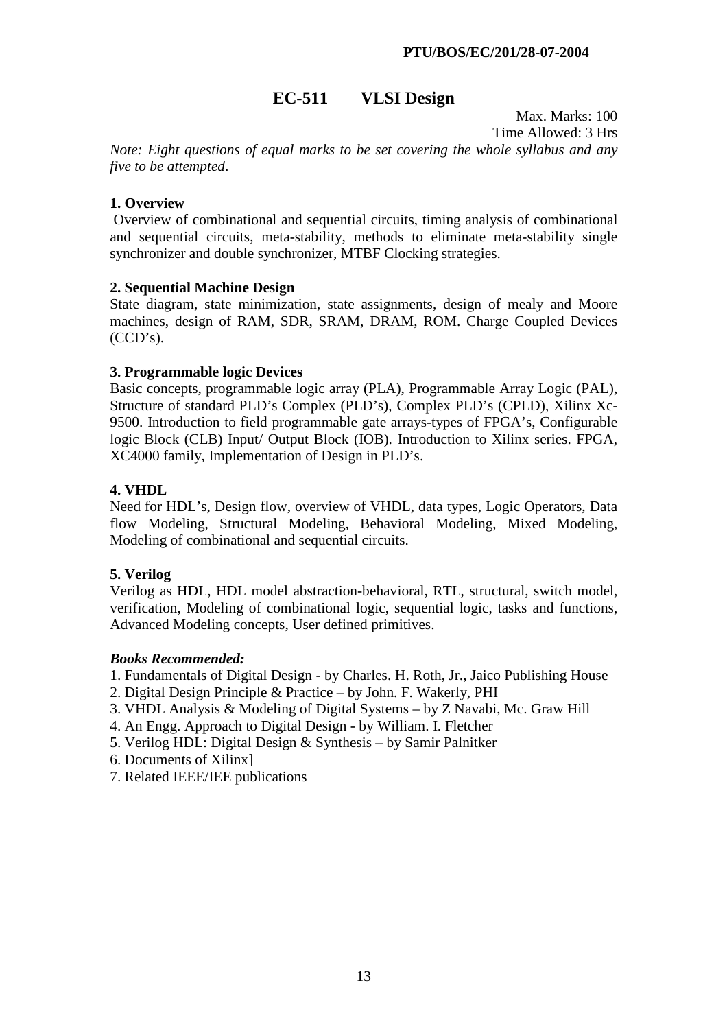PTU/BOS/EC/201/28-07-2004

# EC-511 VLSI Design

Max. Marks: 100
Time Allowed: 3 Hrs

*Note: Eight questions of equal marks to be set covering the whole syllabus and any five to be attempted.*

**1. Overview**

Overview of combinational and sequential circuits, timing analysis of combinational and sequential circuits, meta-stability, methods to eliminate meta-stability single synchronizer and double synchronizer, MTBF Clocking strategies.

**2. Sequential Machine Design**

State diagram, state minimization, state assignments, design of mealy and Moore machines, design of RAM, SDR, SRAM, DRAM, ROM. Charge Coupled Devices (CCD's).

**3. Programmable logic Devices**

Basic concepts, programmable logic array (PLA), Programmable Array Logic (PAL), Structure of standard PLD's Complex (PLD's), Complex PLD's (CPLD), Xilinx Xc-9500. Introduction to field programmable gate arrays-types of FPGA's, Configurable logic Block (CLB) Input/ Output Block (IOB). Introduction to Xilinx series. FPGA, XC4000 family, Implementation of Design in PLD's.

**4. VHDL**

Need for HDL's, Design flow, overview of VHDL, data types, Logic Operators, Data flow Modeling, Structural Modeling, Behavioral Modeling, Mixed Modeling, Modeling of combinational and sequential circuits.

**5. Verilog**

Verilog as HDL, HDL model abstraction-behavioral, RTL, structural, switch model, verification, Modeling of combinational logic, sequential logic, tasks and functions, Advanced Modeling concepts, User defined primitives.

***Books Recommended:***

1. Fundamentals of Digital Design - by Charles. H. Roth, Jr., Jaico Publishing House
2. Digital Design Principle & Practice – by John. F. Wakerly, PHI
3. VHDL Analysis & Modeling of Digital Systems – by Z Navabi, Mc. Graw Hill
4. An Engg. Approach to Digital Design - by William. I. Fletcher
5. Verilog HDL: Digital Design & Synthesis – by Samir Palnitker
6. Documents of Xilinx]
7. Related IEEE/IEE publications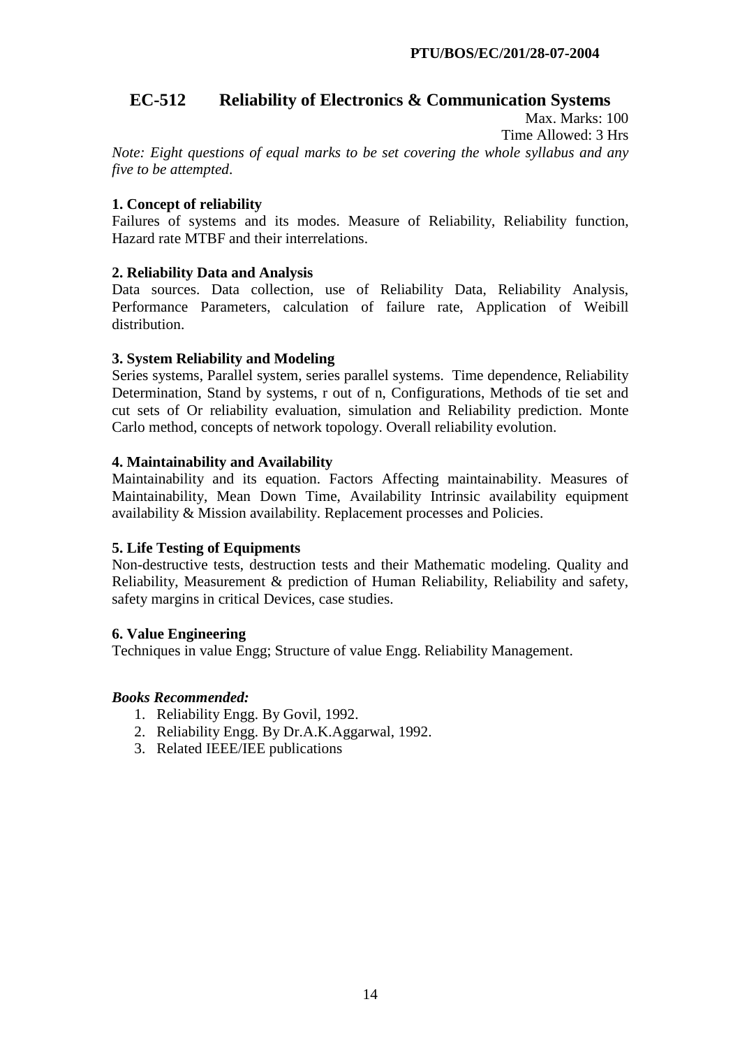**PTU/BOS/EC/201/28-07-2004**

# EC-512 Reliability of Electronics & Communication Systems

Max. Marks: 100

Time Allowed: 3 Hrs

*Note: Eight questions of equal marks to be set covering the whole syllabus and any five to be attempted.*

**1. Concept of reliability**

Failures of systems and its modes. Measure of Reliability, Reliability function, Hazard rate MTBF and their interrelations.

**2. Reliability Data and Analysis**

Data sources. Data collection, use of Reliability Data, Reliability Analysis, Performance Parameters, calculation of failure rate, Application of Weibill distribution.

**3. System Reliability and Modeling**

Series systems, Parallel system, series parallel systems. Time dependence, Reliability Determination, Stand by systems, r out of n, Configurations, Methods of tie set and cut sets of Or reliability evaluation, simulation and Reliability prediction. Monte Carlo method, concepts of network topology. Overall reliability evolution.

**4. Maintainability and Availability**

Maintainability and its equation. Factors Affecting maintainability. Measures of Maintainability, Mean Down Time, Availability Intrinsic availability equipment availability & Mission availability. Replacement processes and Policies.

**5. Life Testing of Equipments**

Non-destructive tests, destruction tests and their Mathematic modeling. Quality and Reliability, Measurement & prediction of Human Reliability, Reliability and safety, safety margins in critical Devices, case studies.

**6. Value Engineering**

Techniques in value Engg; Structure of value Engg. Reliability Management.

***Books Recommended:***

1. Reliability Engg. By Govil, 1992.
2. Reliability Engg. By Dr.A.K.Aggarwal, 1992.
3. Related IEEE/IEE publications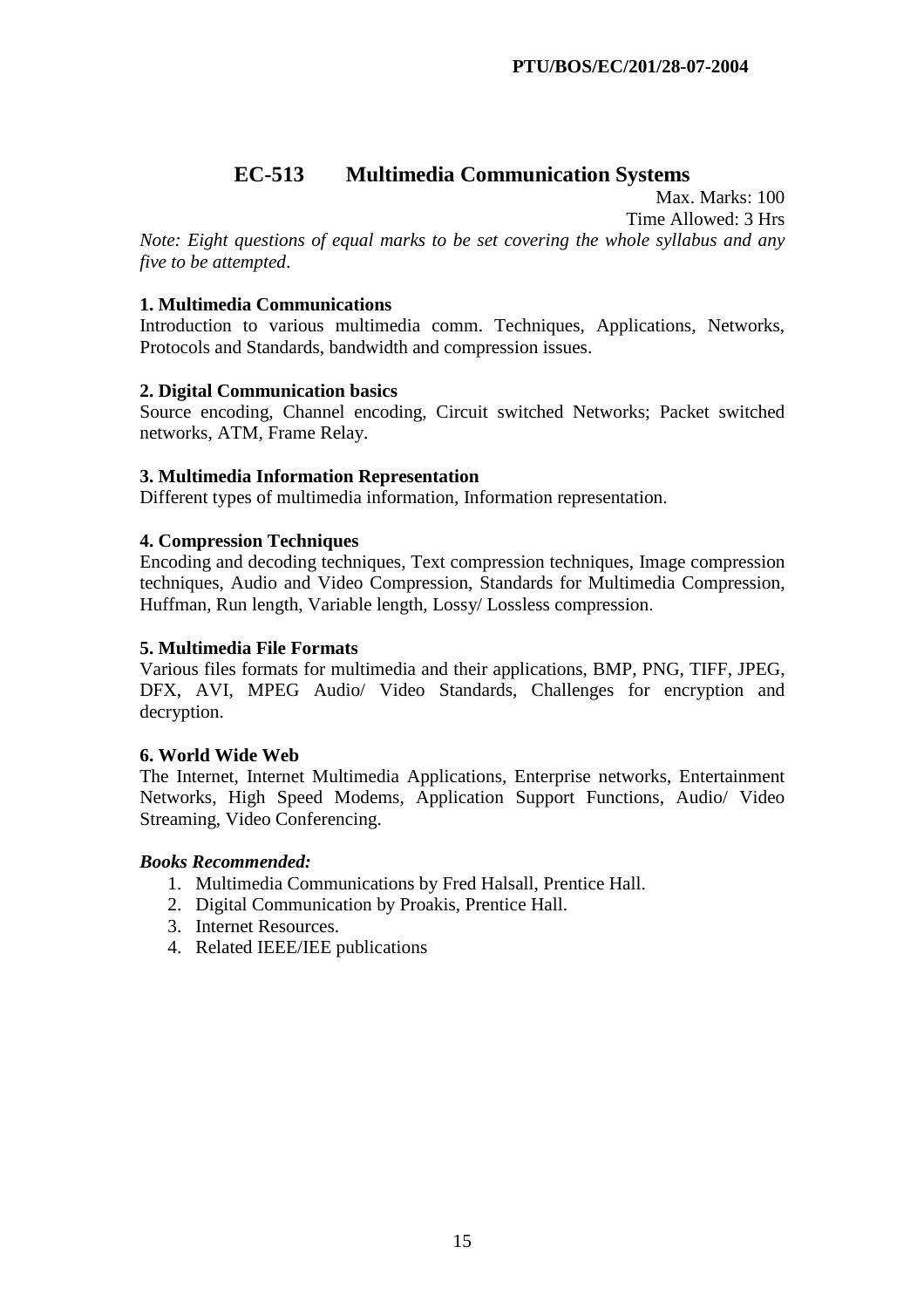PTU/BOS/EC/201/28-07-2004

# EC-513 Multimedia Communication Systems

Max. Marks: 100
Time Allowed: 3 Hrs

*Note: Eight questions of equal marks to be set covering the whole syllabus and any five to be attempted.*

**1. Multimedia Communications**
Introduction to various multimedia comm. Techniques, Applications, Networks, Protocols and Standards, bandwidth and compression issues.

**2. Digital Communication basics**
Source encoding, Channel encoding, Circuit switched Networks; Packet switched networks, ATM, Frame Relay.

**3. Multimedia Information Representation**
Different types of multimedia information, Information representation.

**4. Compression Techniques**
Encoding and decoding techniques, Text compression techniques, Image compression techniques, Audio and Video Compression, Standards for Multimedia Compression, Huffman, Run length, Variable length, Lossy/ Lossless compression.

**5. Multimedia File Formats**
Various files formats for multimedia and their applications, BMP, PNG, TIFF, JPEG, DFX, AVI, MPEG Audio/ Video Standards, Challenges for encryption and decryption.

**6. World Wide Web**
The Internet, Internet Multimedia Applications, Enterprise networks, Entertainment Networks, High Speed Modems, Application Support Functions, Audio/ Video Streaming, Video Conferencing.

***Books Recommended:***

1. Multimedia Communications by Fred Halsall, Prentice Hall.
2. Digital Communication by Proakis, Prentice Hall.
3. Internet Resources.
4. Related IEEE/IEE publications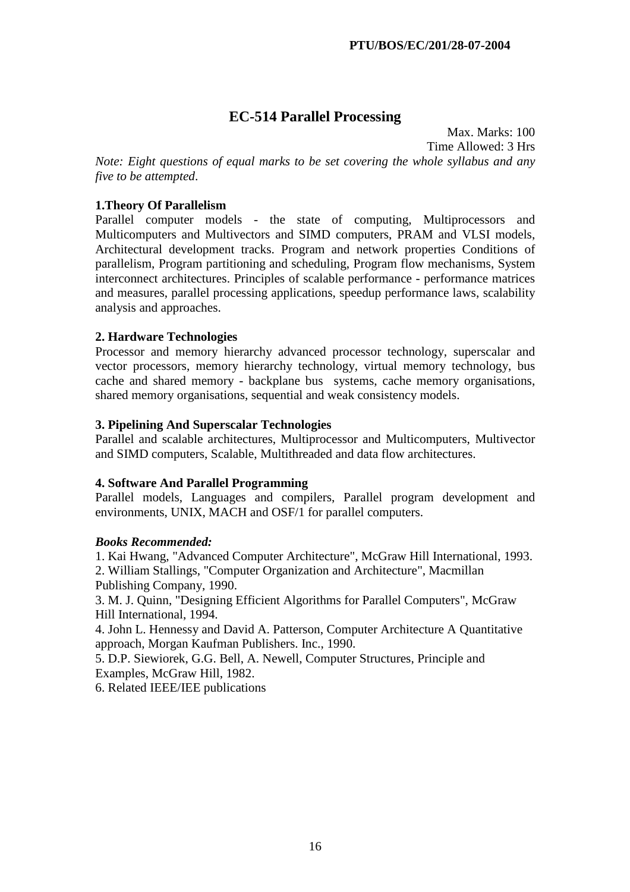PTU/BOS/EC/201/28-07-2004

# EC-514 Parallel Processing

Max. Marks: 100
Time Allowed: 3 Hrs

*Note: Eight questions of equal marks to be set covering the whole syllabus and any five to be attempted.*

**1.Theory Of Parallelism**

Parallel computer models - the state of computing, Multiprocessors and Multicomputers and Multivectors and SIMD computers, PRAM and VLSI models, Architectural development tracks. Program and network properties Conditions of parallelism, Program partitioning and scheduling, Program flow mechanisms, System interconnect architectures. Principles of scalable performance - performance matrices and measures, parallel processing applications, speedup performance laws, scalability analysis and approaches.

**2. Hardware Technologies**

Processor and memory hierarchy advanced processor technology, superscalar and vector processors, memory hierarchy technology, virtual memory technology, bus cache and shared memory - backplane bus systems, cache memory organisations, shared memory organisations, sequential and weak consistency models.

**3. Pipelining And Superscalar Technologies**

Parallel and scalable architectures, Multiprocessor and Multicomputers, Multivector and SIMD computers, Scalable, Multithreaded and data flow architectures.

**4. Software And Parallel Programming**

Parallel models, Languages and compilers, Parallel program development and environments, UNIX, MACH and OSF/1 for parallel computers.

***Books Recommended:***

1. Kai Hwang, "Advanced Computer Architecture", McGraw Hill International, 1993.
2. William Stallings, "Computer Organization and Architecture", Macmillan Publishing Company, 1990.
3. M. J. Quinn, "Designing Efficient Algorithms for Parallel Computers", McGraw Hill International, 1994.
4. John L. Hennessy and David A. Patterson, Computer Architecture A Quantitative approach, Morgan Kaufman Publishers. Inc., 1990.
5. D.P. Siewiorek, G.G. Bell, A. Newell, Computer Structures, Principle and Examples, McGraw Hill, 1982.
6. Related IEEE/IEE publications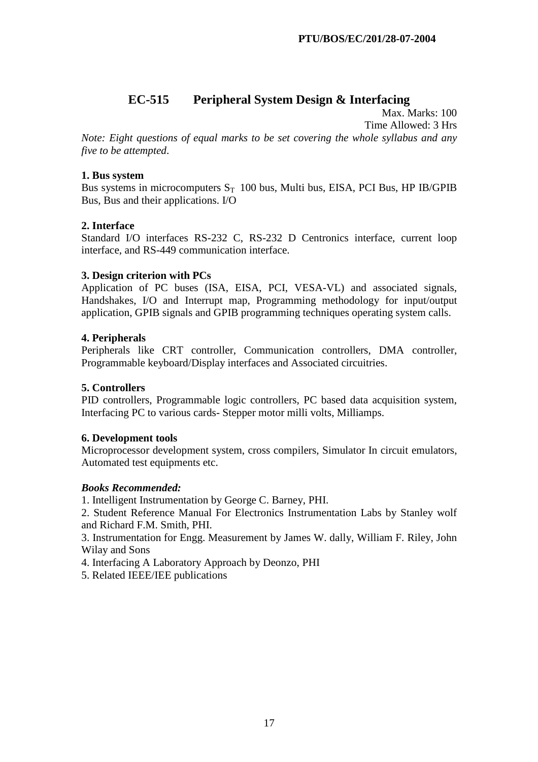PTU/BOS/EC/201/28-07-2004

# EC-515 Peripheral System Design & Interfacing

Max. Marks: 100
Time Allowed: 3 Hrs

*Note: Eight questions of equal marks to be set covering the whole syllabus and any five to be attempted.*

**1. Bus system**

Bus systems in microcomputers $S_T$ 100 bus, Multi bus, EISA, PCI Bus, HP IB/GPIB Bus, Bus and their applications. I/O

**2. Interface**

Standard I/O interfaces RS-232 C, RS-232 D Centronics interface, current loop interface, and RS-449 communication interface.

**3. Design criterion with PCs**

Application of PC buses (ISA, EISA, PCI, VESA-VL) and associated signals, Handshakes, I/O and Interrupt map, Programming methodology for input/output application, GPIB signals and GPIB programming techniques operating system calls.

**4. Peripherals**

Peripherals like CRT controller, Communication controllers, DMA controller, Programmable keyboard/Display interfaces and Associated circuitries.

**5. Controllers**

PID controllers, Programmable logic controllers, PC based data acquisition system, Interfacing PC to various cards- Stepper motor milli volts, Milliamps.

**6. Development tools**

Microprocessor development system, cross compilers, Simulator In circuit emulators, Automated test equipments etc.

***Books Recommended:***

1. Intelligent Instrumentation by George C. Barney, PHI.
2. Student Reference Manual For Electronics Instrumentation Labs by Stanley wolf and Richard F.M. Smith, PHI.
3. Instrumentation for Engg. Measurement by James W. dally, William F. Riley, John Wilay and Sons
4. Interfacing A Laboratory Approach by Deonzo, PHI
5. Related IEEE/IEE publications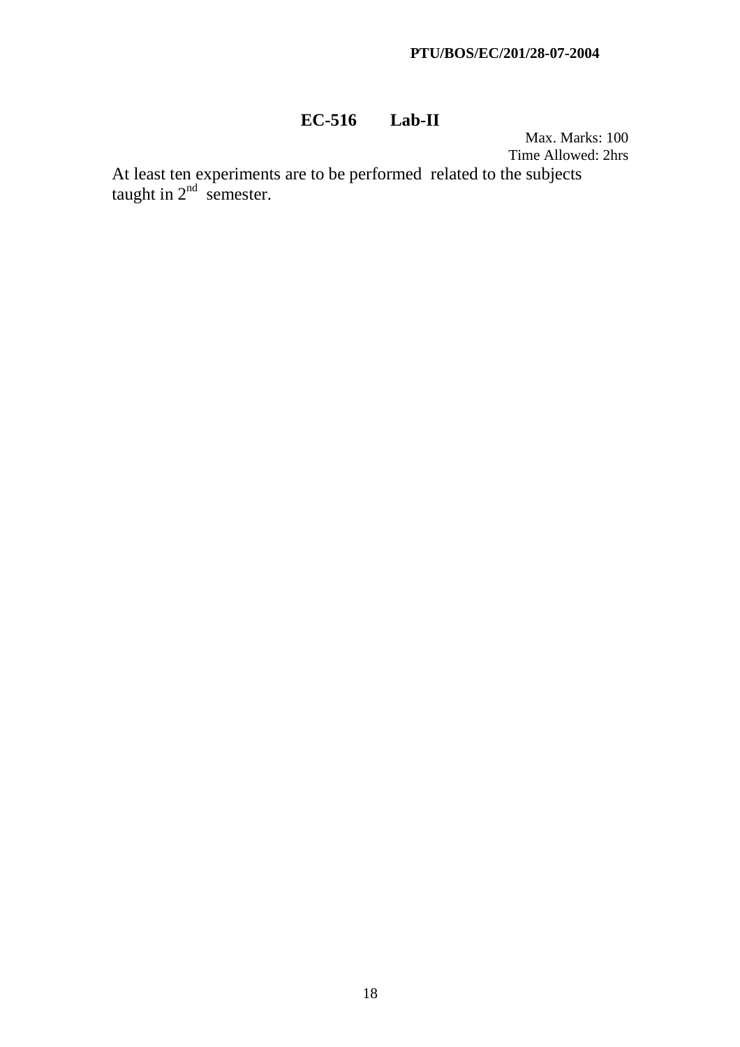**EC-516 Lab-II**

Max. Marks: 100
Time Allowed: 2hrs

At least ten experiments are to be performed related to the subjects taught in 2nd semester.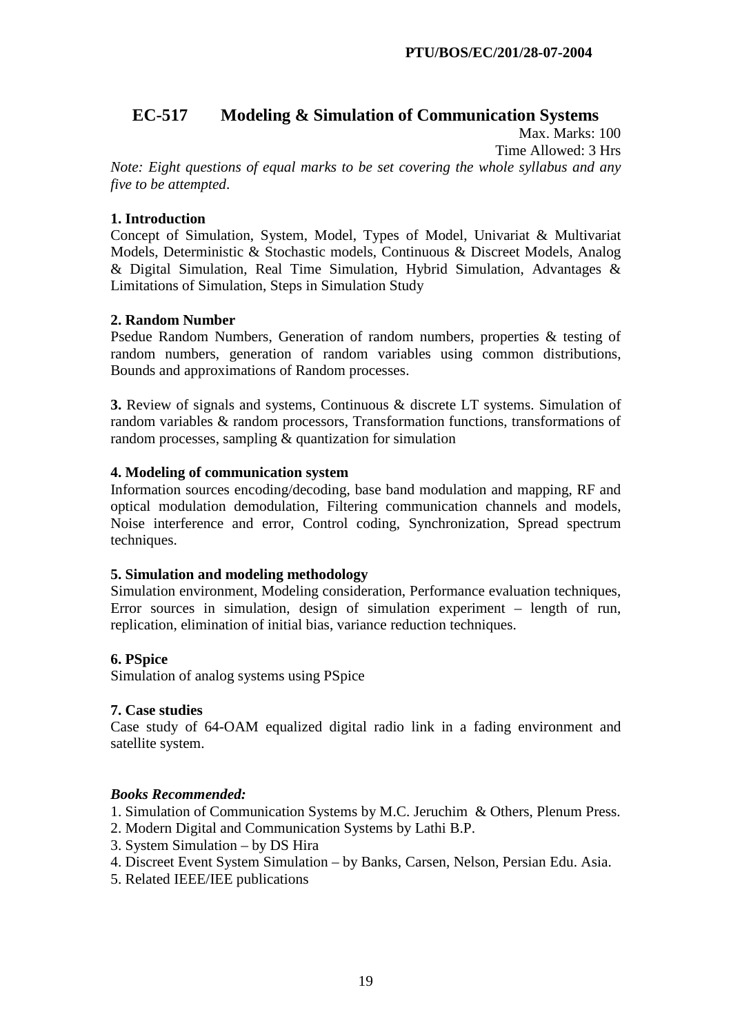**PTU/BOS/EC/201/28-07-2004**

# EC-517 Modeling & Simulation of Communication Systems

Max. Marks: 100

Time Allowed: 3 Hrs

*Note: Eight questions of equal marks to be set covering the whole syllabus and any five to be attempted*.

**1. Introduction**

Concept of Simulation, System, Model, Types of Model, Univariat & Multivariat Models, Deterministic & Stochastic models, Continuous & Discreet Models, Analog & Digital Simulation, Real Time Simulation, Hybrid Simulation, Advantages & Limitations of Simulation, Steps in Simulation Study

**2. Random Number**

Psedue Random Numbers, Generation of random numbers, properties & testing of random numbers, generation of random variables using common distributions, Bounds and approximations of Random processes.

**3.** Review of signals and systems, Continuous & discrete LT systems. Simulation of random variables & random processors, Transformation functions, transformations of random processes, sampling & quantization for simulation

**4. Modeling of communication system**

Information sources encoding/decoding, base band modulation and mapping, RF and optical modulation demodulation, Filtering communication channels and models, Noise interference and error, Control coding, Synchronization, Spread spectrum techniques.

**5. Simulation and modeling methodology**

Simulation environment, Modeling consideration, Performance evaluation techniques, Error sources in simulation, design of simulation experiment – length of run, replication, elimination of initial bias, variance reduction techniques.

**6. PSpice**

Simulation of analog systems using PSpice

**7. Case studies**

Case study of 64-OAM equalized digital radio link in a fading environment and satellite system.

***Books Recommended:***

1. Simulation of Communication Systems by M.C. Jeruchim & Others, Plenum Press.
2. Modern Digital and Communication Systems by Lathi B.P.
3. System Simulation – by DS Hira
4. Discreet Event System Simulation – by Banks, Carsen, Nelson, Persian Edu. Asia.
5. Related IEEE/IEE publications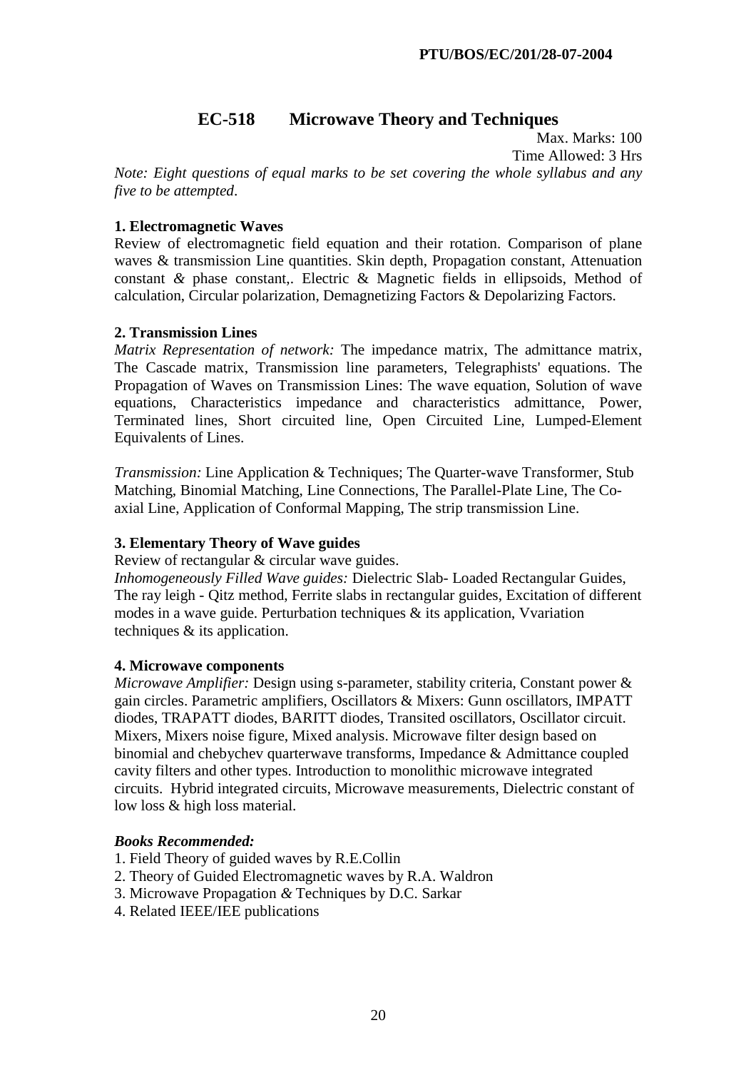PTU/BOS/EC/201/28-07-2004

# EC-518 Microwave Theory and Techniques

Max. Marks: 100
Time Allowed: 3 Hrs

*Note: Eight questions of equal marks to be set covering the whole syllabus and any five to be attempted*.

**1. Electromagnetic Waves**

Review of electromagnetic field equation and their rotation. Comparison of plane waves & transmission Line quantities. Skin depth, Propagation constant, Attenuation constant *&* phase constant,. Electric & Magnetic fields in ellipsoids, Method of calculation, Circular polarization, Demagnetizing Factors & Depolarizing Factors.

**2. Transmission Lines**

*Matrix Representation of network:* The impedance matrix, The admittance matrix, The Cascade matrix, Transmission line parameters, Telegraphists' equations. The Propagation of Waves on Transmission Lines: The wave equation, Solution of wave equations, Characteristics impedance and characteristics admittance, Power, Terminated lines, Short circuited line, Open Circuited Line, Lumped-Element Equivalents of Lines.

*Transmission:* Line Application & Techniques; The Quarter-wave Transformer, Stub Matching, Binomial Matching, Line Connections, The Parallel-Plate Line, The Co-axial Line, Application of Conformal Mapping, The strip transmission Line.

**3. Elementary Theory of Wave guides**

Review of rectangular & circular wave guides.
*Inhomogeneously Filled Wave guides:* Dielectric Slab- Loaded Rectangular Guides, The ray leigh - Qitz method, Ferrite slabs in rectangular guides, Excitation of different modes in a wave guide. Perturbation techniques & its application, Vvariation techniques & its application.

**4. Microwave components**

*Microwave Amplifier:* Design using s-parameter, stability criteria, Constant power & gain circles. Parametric amplifiers, Oscillators & Mixers: Gunn oscillators, IMPATT diodes, TRAPATT diodes, BARITT diodes, Transited oscillators, Oscillator circuit. Mixers, Mixers noise figure, Mixed analysis. Microwave filter design based on binomial and chebychev quarterwave transforms, Impedance & Admittance coupled cavity filters and other types. Introduction to monolithic microwave integrated circuits. Hybrid integrated circuits, Microwave measurements, Dielectric constant of low loss & high loss material.

***Books Recommended:***

1. Field Theory of guided waves by R.E.Collin
2. Theory of Guided Electromagnetic waves by R.A. Waldron
3. Microwave Propagation *&* Techniques by D.C. Sarkar
4. Related IEEE/IEE publications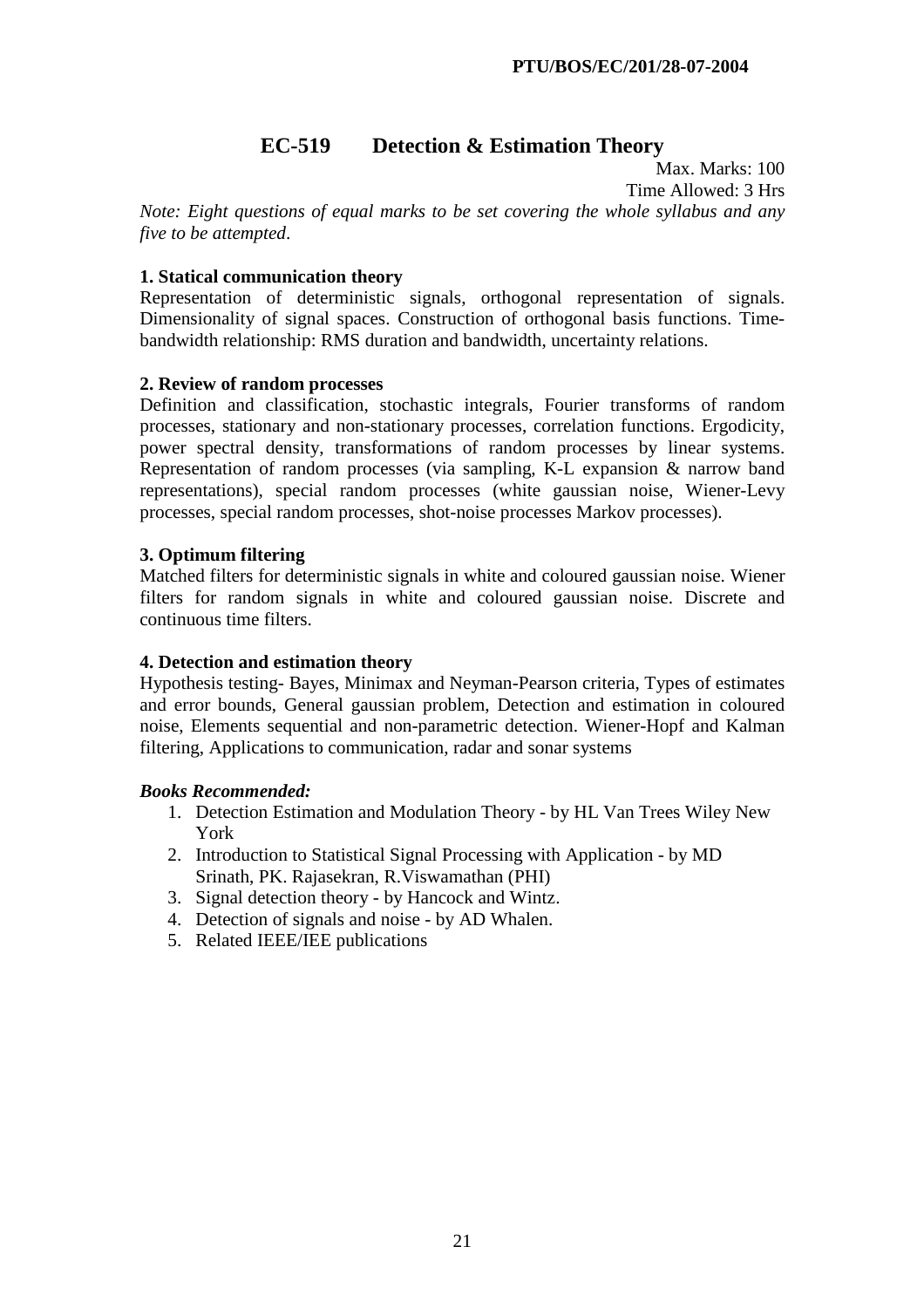PTU/BOS/EC/201/28-07-2004

# EC-519 Detection & Estimation Theory

Max. Marks: 100
Time Allowed: 3 Hrs

*Note: Eight questions of equal marks to be set covering the whole syllabus and any five to be attempted.*

**1. Statical communication theory**

Representation of deterministic signals, orthogonal representation of signals. Dimensionality of signal spaces. Construction of orthogonal basis functions. Time-bandwidth relationship: RMS duration and bandwidth, uncertainty relations.

**2. Review of random processes**

Definition and classification, stochastic integrals, Fourier transforms of random processes, stationary and non-stationary processes, correlation functions. Ergodicity, power spectral density, transformations of random processes by linear systems. Representation of random processes (via sampling, K-L expansion & narrow band representations), special random processes (white gaussian noise, Wiener-Levy processes, special random processes, shot-noise processes Markov processes).

**3. Optimum filtering**

Matched filters for deterministic signals in white and coloured gaussian noise. Wiener filters for random signals in white and coloured gaussian noise. Discrete and continuous time filters.

**4. Detection and estimation theory**

Hypothesis testing- Bayes, Minimax and Neyman-Pearson criteria, Types of estimates and error bounds, General gaussian problem, Detection and estimation in coloured noise, Elements sequential and non-parametric detection. Wiener-Hopf and Kalman filtering, Applications to communication, radar and sonar systems

***Books Recommended:***

1. Detection Estimation and Modulation Theory - by HL Van Trees Wiley New York
2. Introduction to Statistical Signal Processing with Application - by MD Srinath, PK. Rajasekran, R.Viswamathan (PHI)
3. Signal detection theory - by Hancock and Wintz.
4. Detection of signals and noise - by AD Whalen.
5. Related IEEE/IEE publications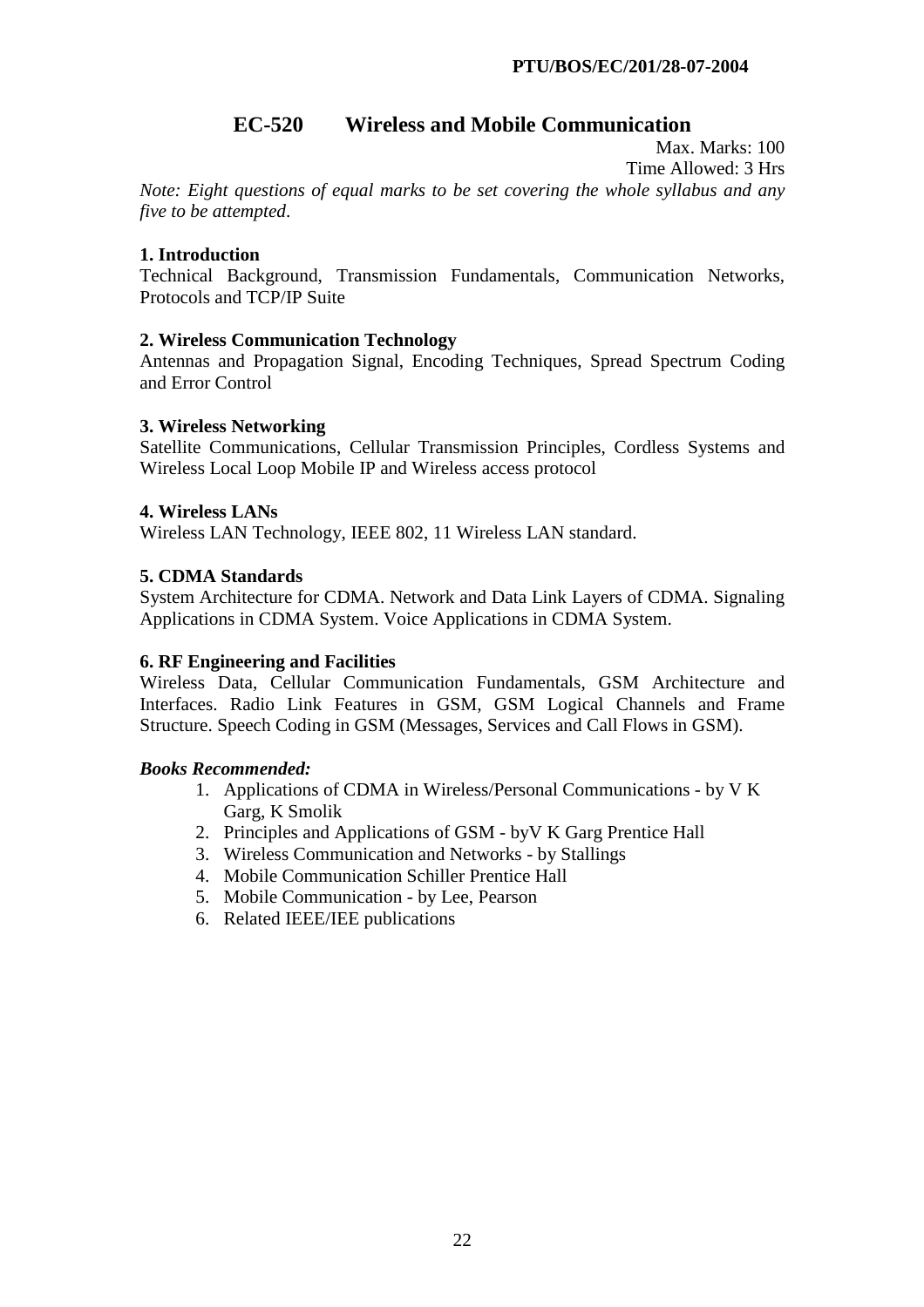**PTU/BOS/EC/201/28-07-2004**

# EC-520 Wireless and Mobile Communication

Max. Marks: 100
Time Allowed: 3 Hrs

*Note: Eight questions of equal marks to be set covering the whole syllabus and any five to be attempted.*

**1. Introduction**
Technical Background, Transmission Fundamentals, Communication Networks, Protocols and TCP/IP Suite

**2. Wireless Communication Technology**
Antennas and Propagation Signal, Encoding Techniques, Spread Spectrum Coding and Error Control

**3. Wireless Networking**
Satellite Communications, Cellular Transmission Principles, Cordless Systems and Wireless Local Loop Mobile IP and Wireless access protocol

**4. Wireless LANs**
Wireless LAN Technology, IEEE 802, 11 Wireless LAN standard.

**5. CDMA Standards**
System Architecture for CDMA. Network and Data Link Layers of CDMA. Signaling Applications in CDMA System. Voice Applications in CDMA System.

**6. RF Engineering and Facilities**
Wireless Data, Cellular Communication Fundamentals, GSM Architecture and Interfaces. Radio Link Features in GSM, GSM Logical Channels and Frame Structure. Speech Coding in GSM (Messages, Services and Call Flows in GSM).

***Books Recommended:***

1. Applications of CDMA in Wireless/Personal Communications - by V K Garg, K Smolik
2. Principles and Applications of GSM - byV K Garg Prentice Hall
3. Wireless Communication and Networks - by Stallings
4. Mobile Communication Schiller Prentice Hall
5. Mobile Communication - by Lee, Pearson
6. Related IEEE/IEE publications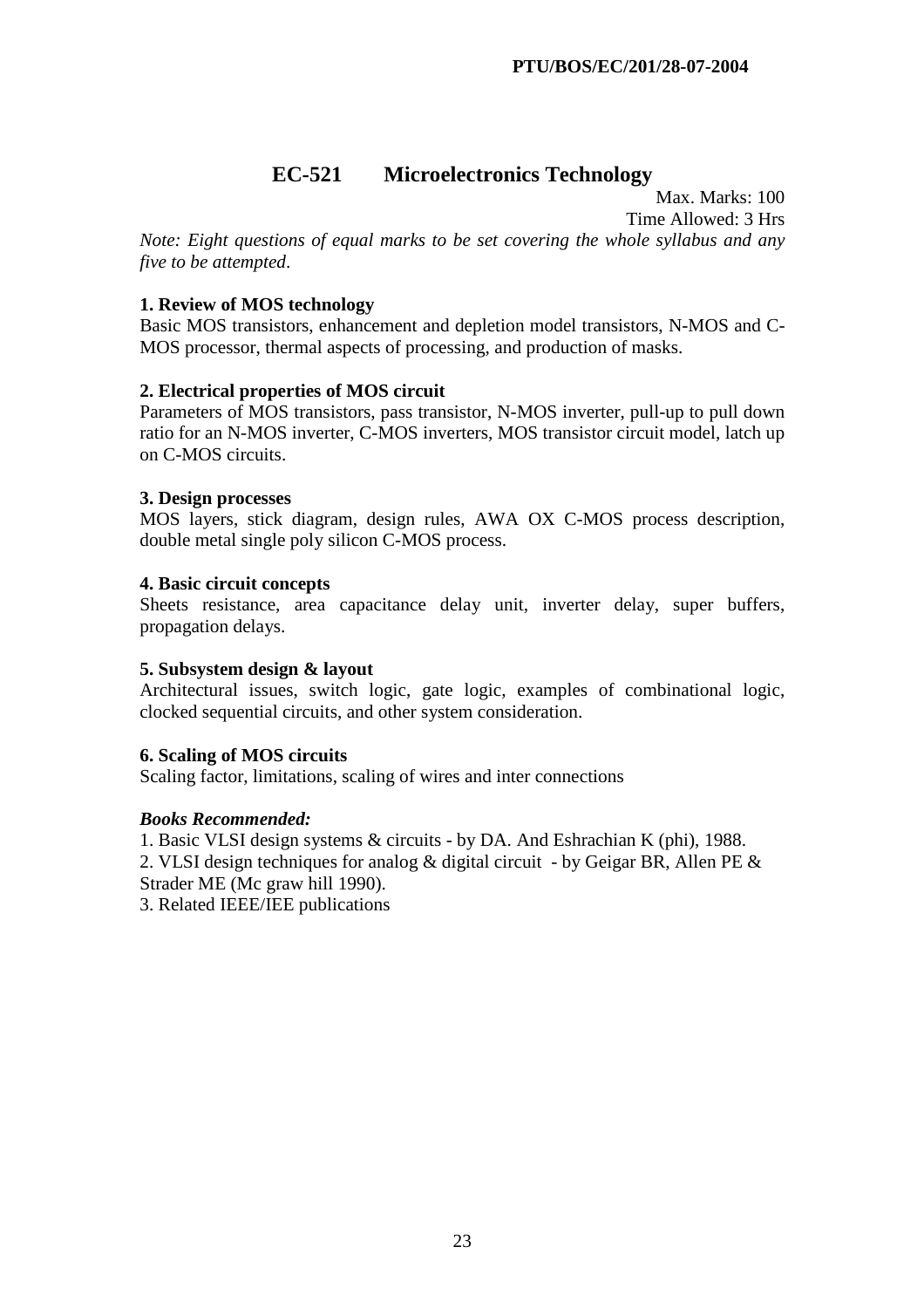**PTU/BOS/EC/201/28-07-2004**

# EC-521 Microelectronics Technology

Max. Marks: 100
Time Allowed: 3 Hrs

*Note: Eight questions of equal marks to be set covering the whole syllabus and any five to be attempted*.

**1. Review of MOS technology**

Basic MOS transistors, enhancement and depletion model transistors, N-MOS and C-MOS processor, thermal aspects of processing, and production of masks.

**2. Electrical properties of MOS circuit**

Parameters of MOS transistors, pass transistor, N-MOS inverter, pull-up to pull down ratio for an N-MOS inverter, C-MOS inverters, MOS transistor circuit model, latch up on C-MOS circuits.

**3. Design processes**

MOS layers, stick diagram, design rules, AWA OX C-MOS process description, double metal single poly silicon C-MOS process.

**4. Basic circuit concepts**

Sheets resistance, area capacitance delay unit, inverter delay, super buffers, propagation delays.

**5. Subsystem design & layout**

Architectural issues, switch logic, gate logic, examples of combinational logic, clocked sequential circuits, and other system consideration.

**6. Scaling of MOS circuits**

Scaling factor, limitations, scaling of wires and inter connections

***Books Recommended:***

1. Basic VLSI design systems & circuits - by DA. And Eshrachian K (phi), 1988.
2. VLSI design techniques for analog & digital circuit - by Geigar BR, Allen PE & Strader ME (Mc graw hill 1990).
3. Related IEEE/IEE publications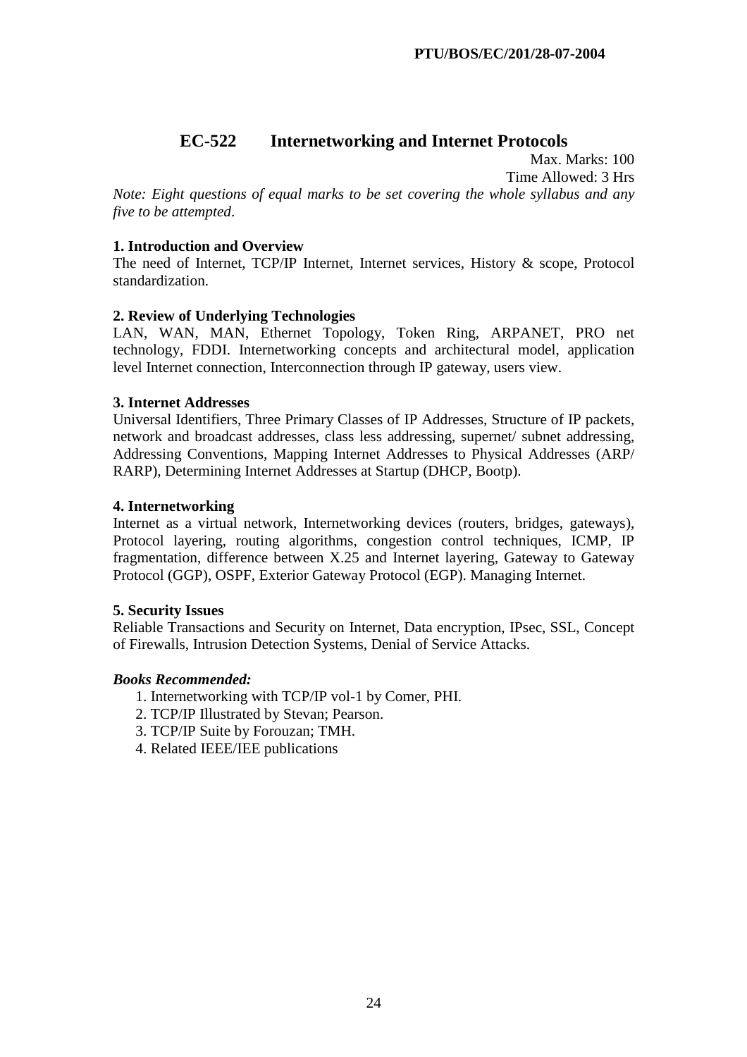**PTU/BOS/EC/201/28-07-2004**

# EC-522 Internetworking and Internet Protocols

Max. Marks: 100
Time Allowed: 3 Hrs

*Note: Eight questions of equal marks to be set covering the whole syllabus and any five to be attempted*.

**1. Introduction and Overview**

The need of Internet, TCP/IP Internet, Internet services, History & scope, Protocol standardization.

**2. Review of Underlying Technologies**

LAN, WAN, MAN, Ethernet Topology, Token Ring, ARPANET, PRO net technology, FDDI. Internetworking concepts and architectural model, application level Internet connection, Interconnection through IP gateway, users view.

**3. Internet Addresses**

Universal Identifiers, Three Primary Classes of IP Addresses, Structure of IP packets, network and broadcast addresses, class less addressing, supernet/ subnet addressing, Addressing Conventions, Mapping Internet Addresses to Physical Addresses (ARP/ RARP), Determining Internet Addresses at Startup (DHCP, Bootp).

**4. Internetworking**

Internet as a virtual network, Internetworking devices (routers, bridges, gateways), Protocol layering, routing algorithms, congestion control techniques, ICMP, IP fragmentation, difference between X.25 and Internet layering, Gateway to Gateway Protocol (GGP), OSPF, Exterior Gateway Protocol (EGP). Managing Internet.

**5. Security Issues**

Reliable Transactions and Security on Internet, Data encryption, IPsec, SSL, Concept of Firewalls, Intrusion Detection Systems, Denial of Service Attacks.

***Books Recommended:***

1. Internetworking with TCP/IP vol-1 by Comer, PHI.
2. TCP/IP Illustrated by Stevan; Pearson.
3. TCP/IP Suite by Forouzan; TMH.
4. Related IEEE/IEE publications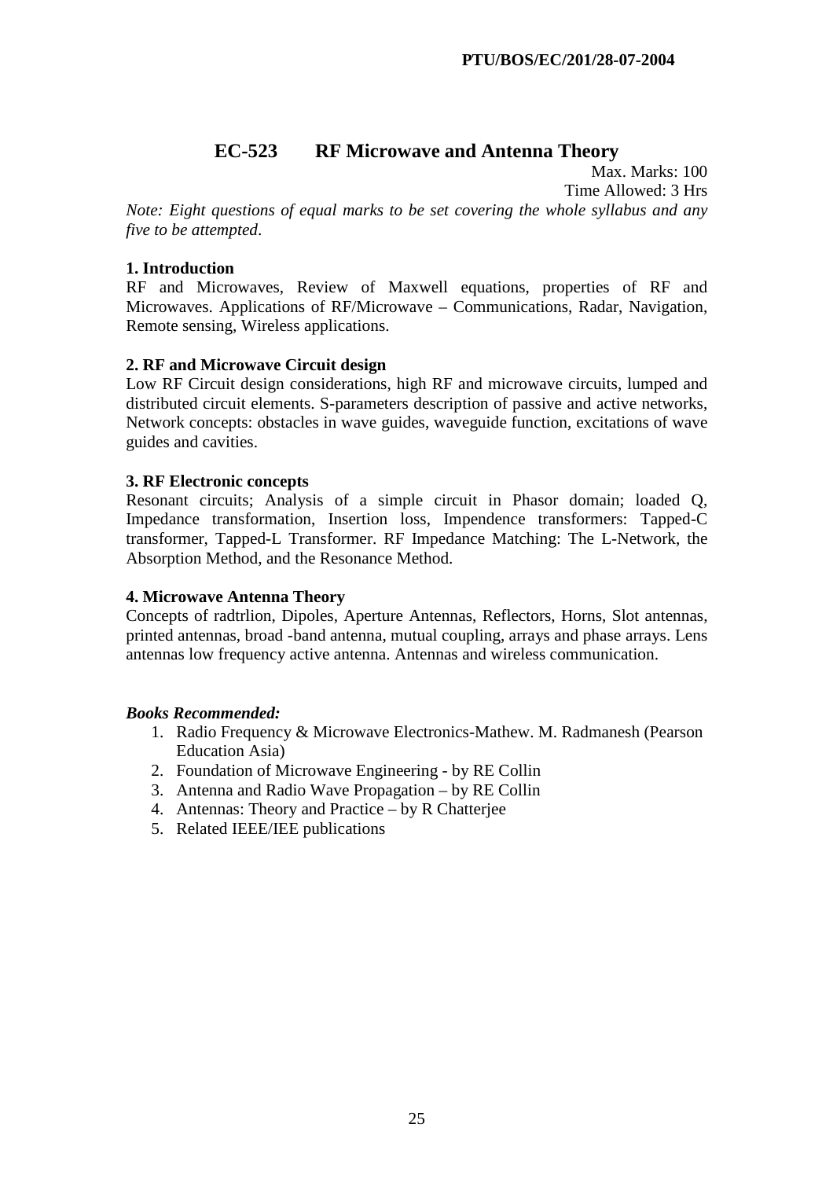PTU/BOS/EC/201/28-07-2004

# EC-523 RF Microwave and Antenna Theory

Max. Marks: 100

Time Allowed: 3 Hrs

*Note: Eight questions of equal marks to be set covering the whole syllabus and any five to be attempted.*

**1. Introduction**

RF and Microwaves, Review of Maxwell equations, properties of RF and Microwaves. Applications of RF/Microwave – Communications, Radar, Navigation, Remote sensing, Wireless applications.

**2. RF and Microwave Circuit design**

Low RF Circuit design considerations, high RF and microwave circuits, lumped and distributed circuit elements. S-parameters description of passive and active networks, Network concepts: obstacles in wave guides, waveguide function, excitations of wave guides and cavities.

**3. RF Electronic concepts**

Resonant circuits; Analysis of a simple circuit in Phasor domain; loaded Q, Impedance transformation, Insertion loss, Impendence transformers: Tapped-C transformer, Tapped-L Transformer. RF Impedance Matching: The L-Network, the Absorption Method, and the Resonance Method.

**4. Microwave Antenna Theory**

Concepts of radtrlion, Dipoles, Aperture Antennas, Reflectors, Horns, Slot antennas, printed antennas, broad -band antenna, mutual coupling, arrays and phase arrays. Lens antennas low frequency active antenna. Antennas and wireless communication.

***Books Recommended:***

1. Radio Frequency & Microwave Electronics-Mathew. M. Radmanesh (Pearson Education Asia)
2. Foundation of Microwave Engineering - by RE Collin
3. Antenna and Radio Wave Propagation – by RE Collin
4. Antennas: Theory and Practice – by R Chatterjee
5. Related IEEE/IEE publications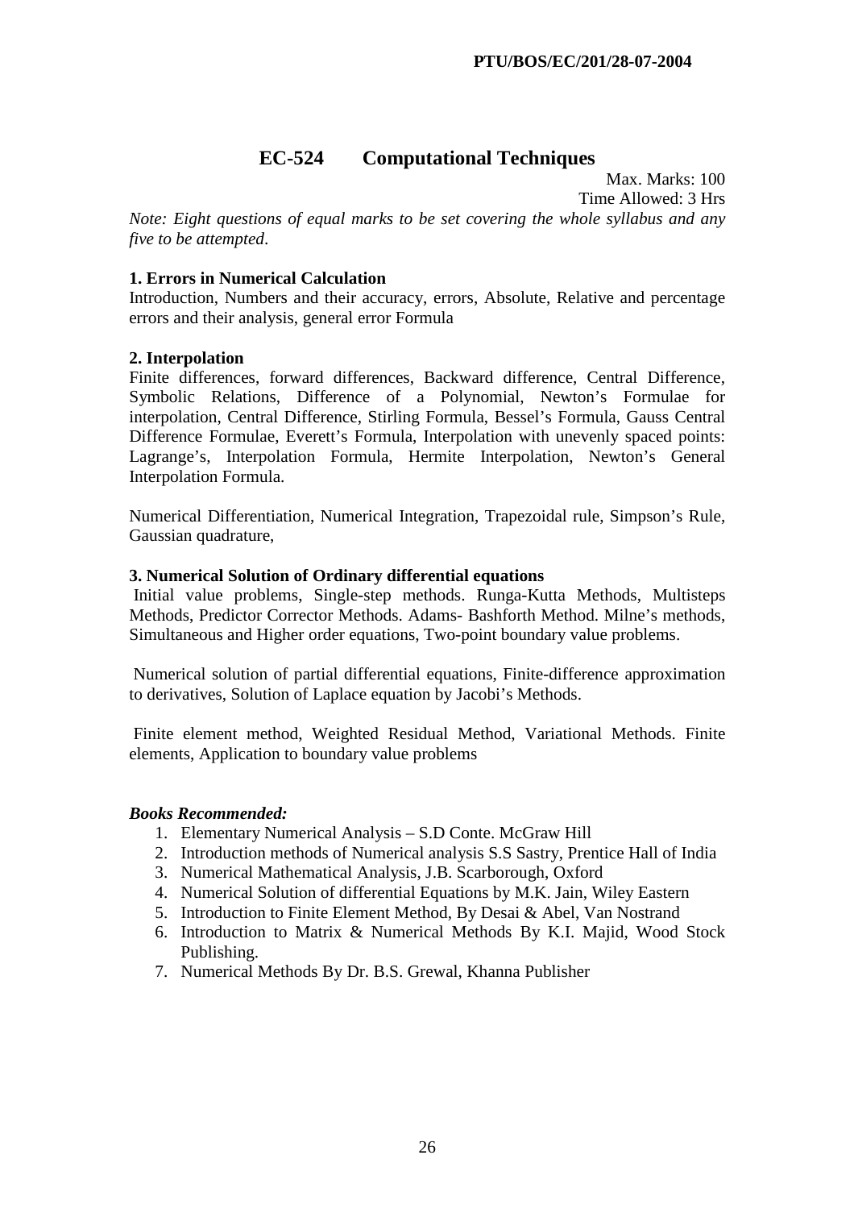PTU/BOS/EC/201/28-07-2004

# EC-524 Computational Techniques

Max. Marks: 100
Time Allowed: 3 Hrs

*Note: Eight questions of equal marks to be set covering the whole syllabus and any five to be attempted.*

**1. Errors in Numerical Calculation**

Introduction, Numbers and their accuracy, errors, Absolute, Relative and percentage errors and their analysis, general error Formula

**2. Interpolation**

Finite differences, forward differences, Backward difference, Central Difference, Symbolic Relations, Difference of a Polynomial, Newton's Formulae for interpolation, Central Difference, Stirling Formula, Bessel's Formula, Gauss Central Difference Formulae, Everett's Formula, Interpolation with unevenly spaced points: Lagrange's, Interpolation Formula, Hermite Interpolation, Newton's General Interpolation Formula.

Numerical Differentiation, Numerical Integration, Trapezoidal rule, Simpson's Rule, Gaussian quadrature,

**3. Numerical Solution of Ordinary differential equations**

Initial value problems, Single-step methods. Runga-Kutta Methods, Multisteps Methods, Predictor Corrector Methods. Adams- Bashforth Method. Milne's methods, Simultaneous and Higher order equations, Two-point boundary value problems.

Numerical solution of partial differential equations, Finite-difference approximation to derivatives, Solution of Laplace equation by Jacobi's Methods.

Finite element method, Weighted Residual Method, Variational Methods. Finite elements, Application to boundary value problems

***Books Recommended:***

1. Elementary Numerical Analysis – S.D Conte. McGraw Hill
2. Introduction methods of Numerical analysis S.S Sastry, Prentice Hall of India
3. Numerical Mathematical Analysis, J.B. Scarborough, Oxford
4. Numerical Solution of differential Equations by M.K. Jain, Wiley Eastern
5. Introduction to Finite Element Method, By Desai & Abel, Van Nostrand
6. Introduction to Matrix & Numerical Methods By K.I. Majid, Wood Stock Publishing.
7. Numerical Methods By Dr. B.S. Grewal, Khanna Publisher